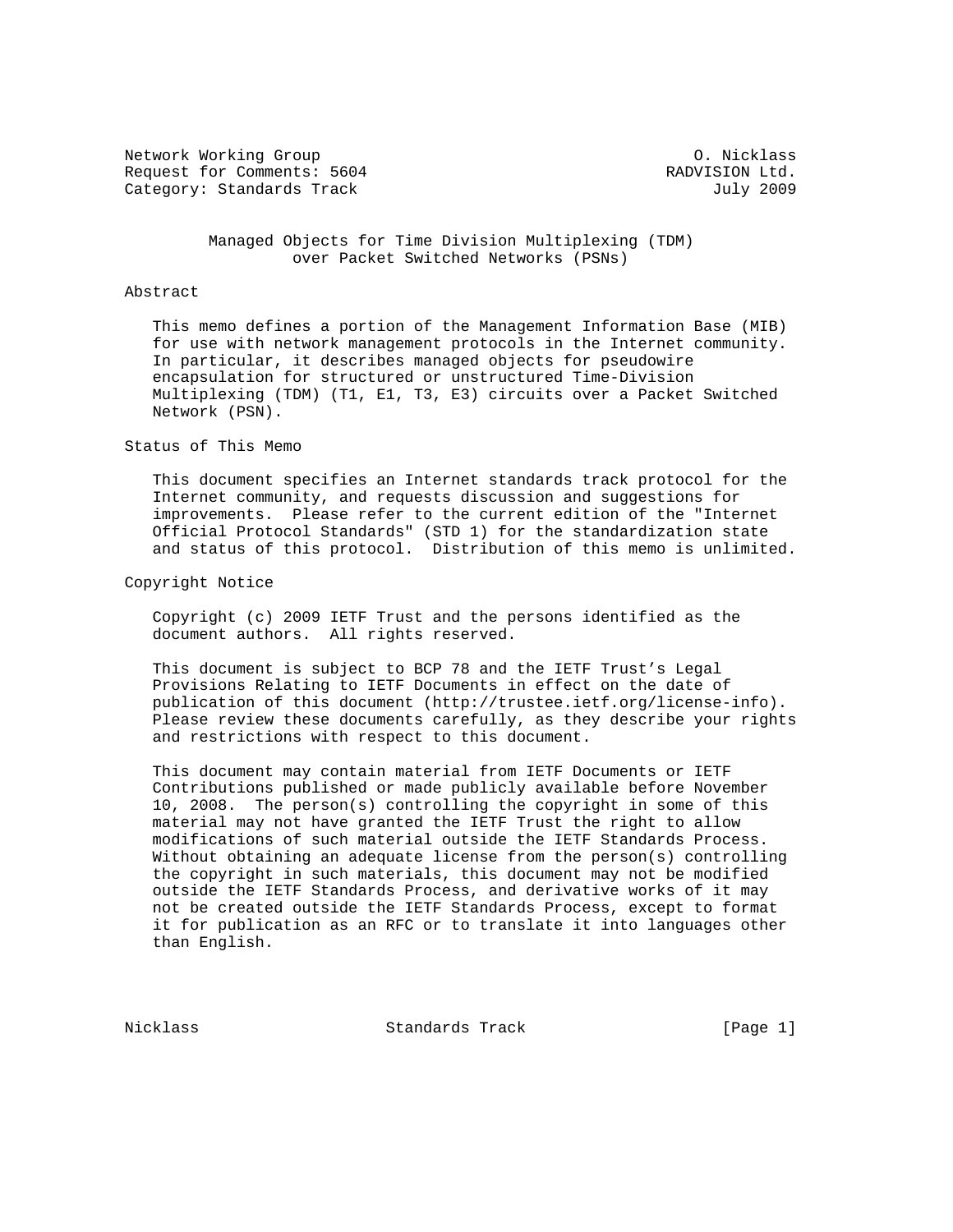Network Working Group                                        O. Nicklass
Request for Comments: 5604                                RADVISION Ltd.
Category: Standards Track                                      July 2009

# Managed Objects for Time Division Multiplexing (TDM) over Packet Switched Networks (PSNs)

## Abstract

This memo defines a portion of the Management Information Base (MIB) for use with network management protocols in the Internet community. In particular, it describes managed objects for pseudowire encapsulation for structured or unstructured Time-Division Multiplexing (TDM) (T1, E1, T3, E3) circuits over a Packet Switched Network (PSN).

## Status of This Memo

This document specifies an Internet standards track protocol for the Internet community, and requests discussion and suggestions for improvements. Please refer to the current edition of the "Internet Official Protocol Standards" (STD 1) for the standardization state and status of this protocol. Distribution of this memo is unlimited.

## Copyright Notice

Copyright (c) 2009 IETF Trust and the persons identified as the document authors. All rights reserved.

This document is subject to BCP 78 and the IETF Trust's Legal Provisions Relating to IETF Documents in effect on the date of publication of this document (http://trustee.ietf.org/license-info). Please review these documents carefully, as they describe your rights and restrictions with respect to this document.

This document may contain material from IETF Documents or IETF Contributions published or made publicly available before November 10, 2008. The person(s) controlling the copyright in some of this material may not have granted the IETF Trust the right to allow modifications of such material outside the IETF Standards Process. Without obtaining an adequate license from the person(s) controlling the copyright in such materials, this document may not be modified outside the IETF Standards Process, and derivative works of it may not be created outside the IETF Standards Process, except to format it for publication as an RFC or to translate it into languages other than English.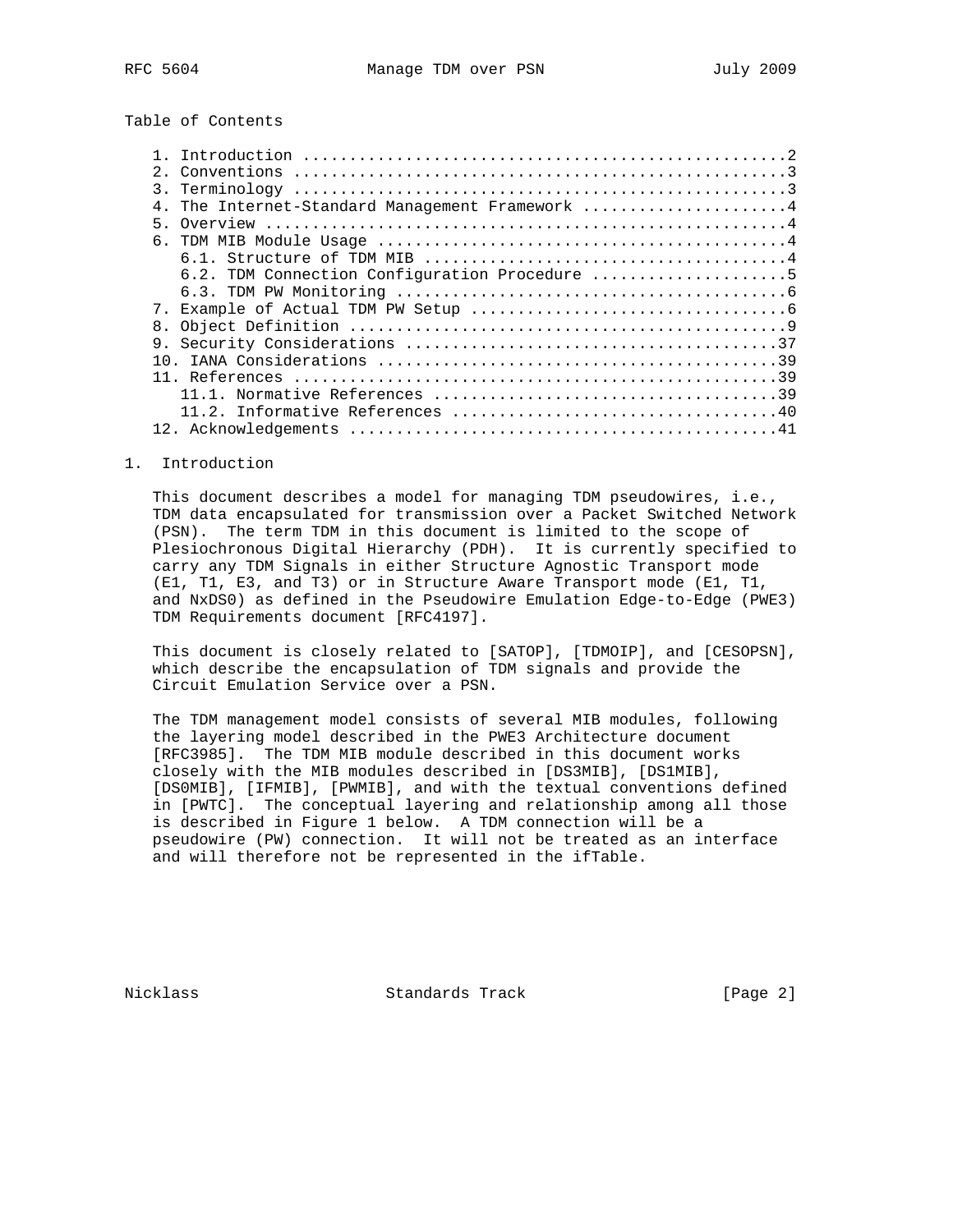Table of Contents

```
   1. Introduction ....................................................2
   2. Conventions .....................................................3
   3. Terminology .....................................................3
   4. The Internet-Standard Management Framework ......................4
   5. Overview ........................................................4
   6. TDM MIB Module Usage ............................................4
      6.1. Structure of TDM MIB .......................................4
      6.2. TDM Connection Configuration Procedure .....................5
      6.3. TDM PW Monitoring ..........................................6
   7. Example of Actual TDM PW Setup ..................................6
   8. Object Definition ...............................................9
   9. Security Considerations ........................................37
   10. IANA Considerations ...........................................39
   11. References ....................................................39
      11.1. Normative References .....................................39
      11.2. Informative References ...................................40
   12. Acknowledgements ..............................................41
```

# 1. Introduction

This document describes a model for managing TDM pseudowires, i.e., TDM data encapsulated for transmission over a Packet Switched Network (PSN). The term TDM in this document is limited to the scope of Plesiochronous Digital Hierarchy (PDH). It is currently specified to carry any TDM Signals in either Structure Agnostic Transport mode (E1, T1, E3, and T3) or in Structure Aware Transport mode (E1, T1, and NxDS0) as defined in the Pseudowire Emulation Edge-to-Edge (PWE3) TDM Requirements document [RFC4197].

This document is closely related to [SATOP], [TDMOIP], and [CESOPSN], which describe the encapsulation of TDM signals and provide the Circuit Emulation Service over a PSN.

The TDM management model consists of several MIB modules, following the layering model described in the PWE3 Architecture document [RFC3985]. The TDM MIB module described in this document works closely with the MIB modules described in [DS3MIB], [DS1MIB], [DS0MIB], [IFMIB], [PWMIB], and with the textual conventions defined in [PWTC]. The conceptual layering and relationship among all those is described in Figure 1 below. A TDM connection will be a pseudowire (PW) connection. It will not be treated as an interface and will therefore not be represented in the ifTable.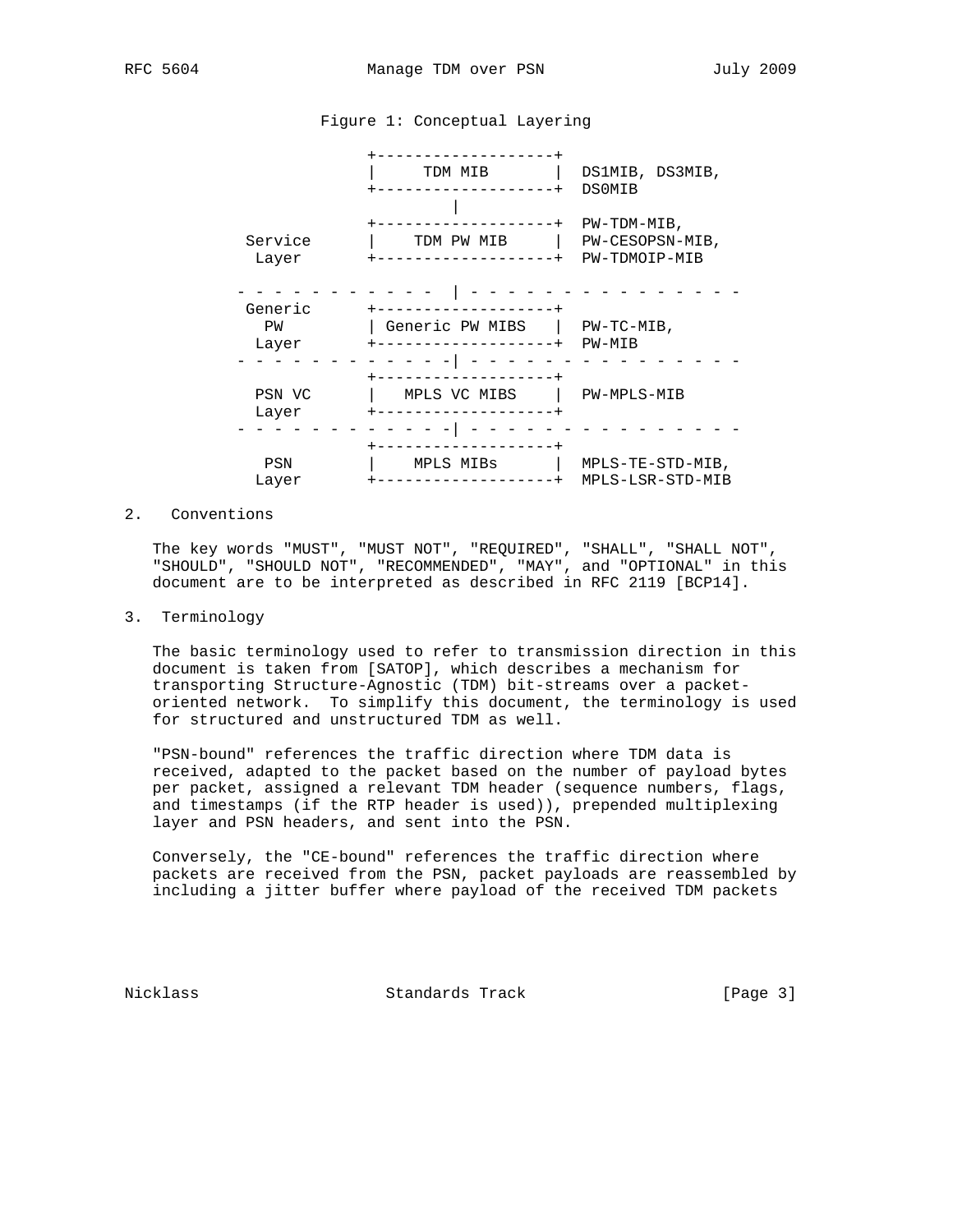Figure 1: Conceptual Layering

```
                      +-------------------+
                      |      TDM MIB      |  DS1MIB, DS3MIB,
                      +-------------------+  DS0MIB
                                |
                      +-------------------+  PW-TDM-MIB,
           Service    |     TDM PW MIB    |  PW-CESOPSN-MIB,
            Layer     +-------------------+  PW-TDMOIP-MIB

          - - - - - - - - - - - | - - - - - - - - - - - - - - - -
           Generic    +-------------------+
             PW       | Generic PW MIBS   |  PW-TC-MIB,
            Layer     +-------------------+  PW-MIB
          - - - - - - - - - - - | - - - - - - - - - - - - - - - -
                      +-------------------+
           PSN VC     |   MPLS VC MIBS    |  PW-MPLS-MIB
            Layer     +-------------------+
          - - - - - - - - - - - | - - - - - - - - - - - - - - - -
                      +-------------------+
             PSN      |     MPLS MIBs     |  MPLS-TE-STD-MIB,
            Layer     +-------------------+  MPLS-LSR-STD-MIB
```

## 2. Conventions

The key words "MUST", "MUST NOT", "REQUIRED", "SHALL", "SHALL NOT", "SHOULD", "SHOULD NOT", "RECOMMENDED", "MAY", and "OPTIONAL" in this document are to be interpreted as described in RFC 2119 [BCP14].

## 3. Terminology

The basic terminology used to refer to transmission direction in this document is taken from [SATOP], which describes a mechanism for transporting Structure-Agnostic (TDM) bit-streams over a packet-oriented network. To simplify this document, the terminology is used for structured and unstructured TDM as well.

"PSN-bound" references the traffic direction where TDM data is received, adapted to the packet based on the number of payload bytes per packet, assigned a relevant TDM header (sequence numbers, flags, and timestamps (if the RTP header is used)), prepended multiplexing layer and PSN headers, and sent into the PSN.

Conversely, the "CE-bound" references the traffic direction where packets are received from the PSN, packet payloads are reassembled by including a jitter buffer where payload of the received TDM packets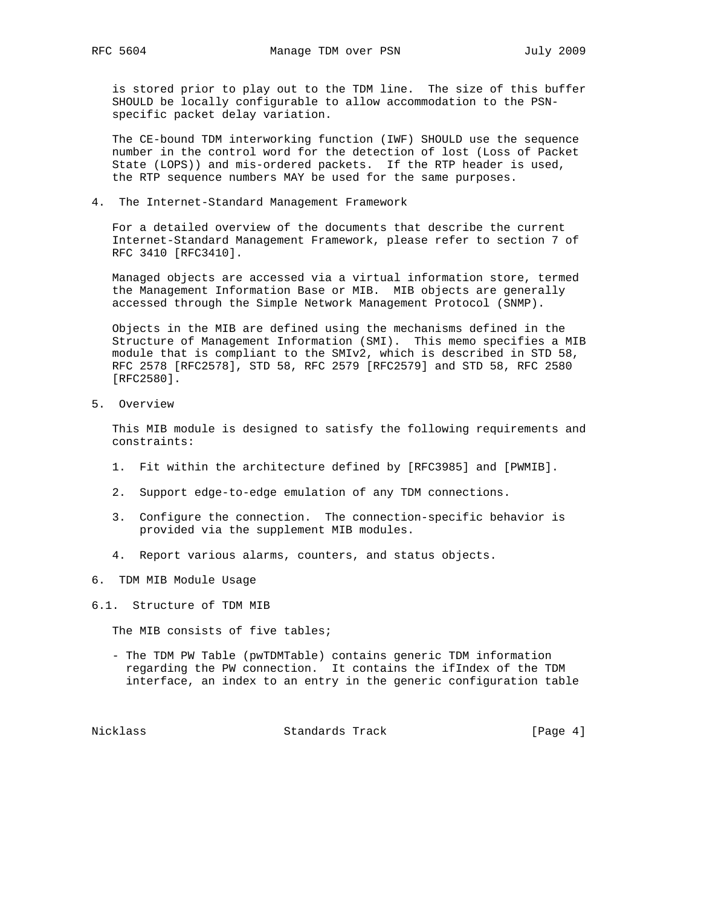is stored prior to play out to the TDM line. The size of this buffer SHOULD be locally configurable to allow accommodation to the PSN-specific packet delay variation.

The CE-bound TDM interworking function (IWF) SHOULD use the sequence number in the control word for the detection of lost (Loss of Packet State (LOPS)) and mis-ordered packets. If the RTP header is used, the RTP sequence numbers MAY be used for the same purposes.

# 4. The Internet-Standard Management Framework

For a detailed overview of the documents that describe the current Internet-Standard Management Framework, please refer to section 7 of RFC 3410 [RFC3410].

Managed objects are accessed via a virtual information store, termed the Management Information Base or MIB. MIB objects are generally accessed through the Simple Network Management Protocol (SNMP).

Objects in the MIB are defined using the mechanisms defined in the Structure of Management Information (SMI). This memo specifies a MIB module that is compliant to the SMIv2, which is described in STD 58, RFC 2578 [RFC2578], STD 58, RFC 2579 [RFC2579] and STD 58, RFC 2580 [RFC2580].

# 5. Overview

This MIB module is designed to satisfy the following requirements and constraints:

1. Fit within the architecture defined by [RFC3985] and [PWMIB].

2. Support edge-to-edge emulation of any TDM connections.

3. Configure the connection. The connection-specific behavior is provided via the supplement MIB modules.

4. Report various alarms, counters, and status objects.

# 6. TDM MIB Module Usage

## 6.1. Structure of TDM MIB

The MIB consists of five tables;

- The TDM PW Table (pwTDMTable) contains generic TDM information regarding the PW connection. It contains the ifIndex of the TDM interface, an index to an entry in the generic configuration table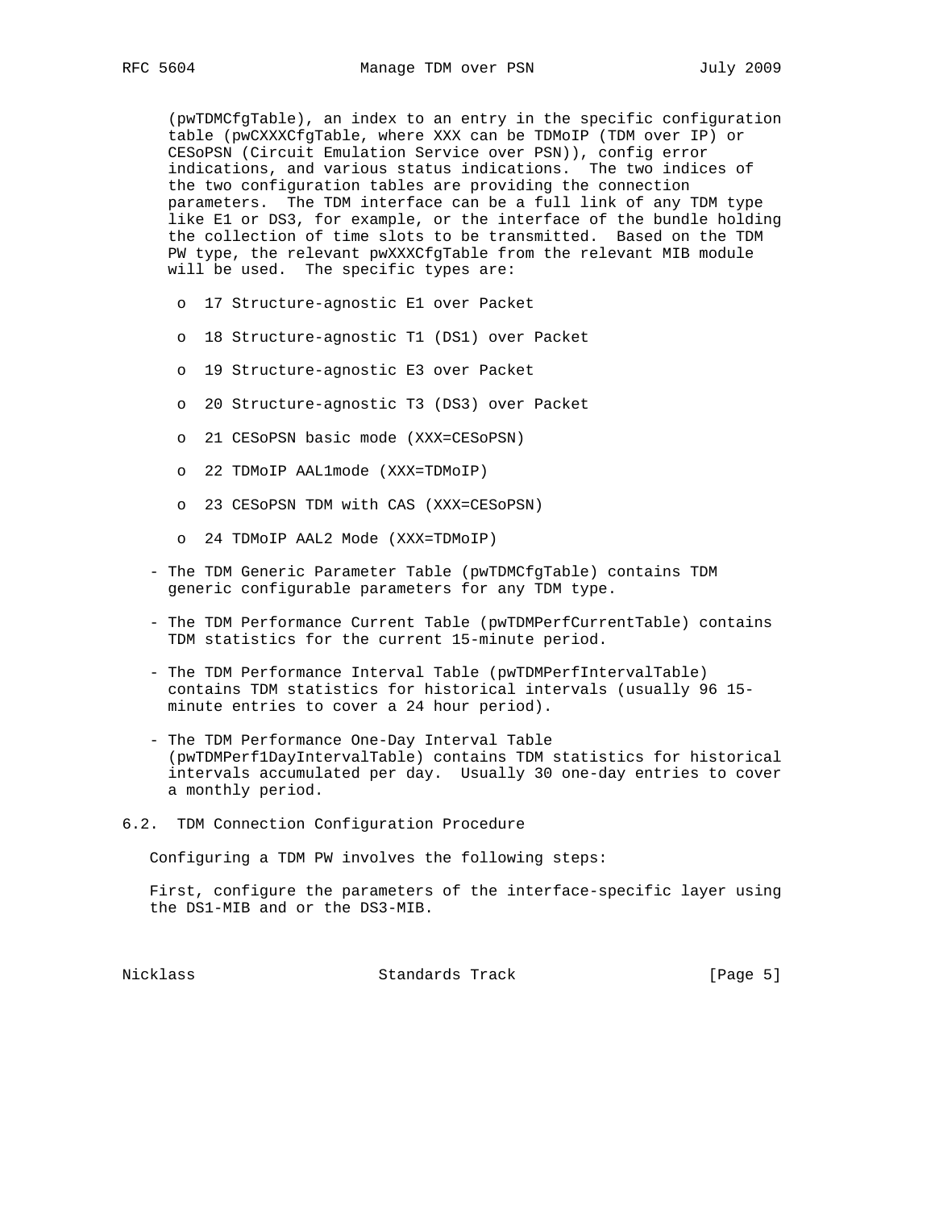(pwTDMCfgTable), an index to an entry in the specific configuration table (pwCXXXCfgTable, where XXX can be TDMoIP (TDM over IP) or CESoPSN (Circuit Emulation Service over PSN)), config error indications, and various status indications. The two indices of the two configuration tables are providing the connection parameters. The TDM interface can be a full link of any TDM type like E1 or DS3, for example, or the interface of the bundle holding the collection of time slots to be transmitted. Based on the TDM PW type, the relevant pwXXXCfgTable from the relevant MIB module will be used. The specific types are:

- 17 Structure-agnostic E1 over Packet
- 18 Structure-agnostic T1 (DS1) over Packet
- 19 Structure-agnostic E3 over Packet
- 20 Structure-agnostic T3 (DS3) over Packet
- 21 CESoPSN basic mode (XXX=CESoPSN)
- 22 TDMoIP AAL1mode (XXX=TDMoIP)
- 23 CESoPSN TDM with CAS (XXX=CESoPSN)
- 24 TDMoIP AAL2 Mode (XXX=TDMoIP)

- The TDM Generic Parameter Table (pwTDMCfgTable) contains TDM generic configurable parameters for any TDM type.
- The TDM Performance Current Table (pwTDMPerfCurrentTable) contains TDM statistics for the current 15-minute period.
- The TDM Performance Interval Table (pwTDMPerfIntervalTable) contains TDM statistics for historical intervals (usually 96 15-minute entries to cover a 24 hour period).
- The TDM Performance One-Day Interval Table (pwTDMPerf1DayIntervalTable) contains TDM statistics for historical intervals accumulated per day. Usually 30 one-day entries to cover a monthly period.

## 6.2. TDM Connection Configuration Procedure

Configuring a TDM PW involves the following steps:

First, configure the parameters of the interface-specific layer using the DS1-MIB and or the DS3-MIB.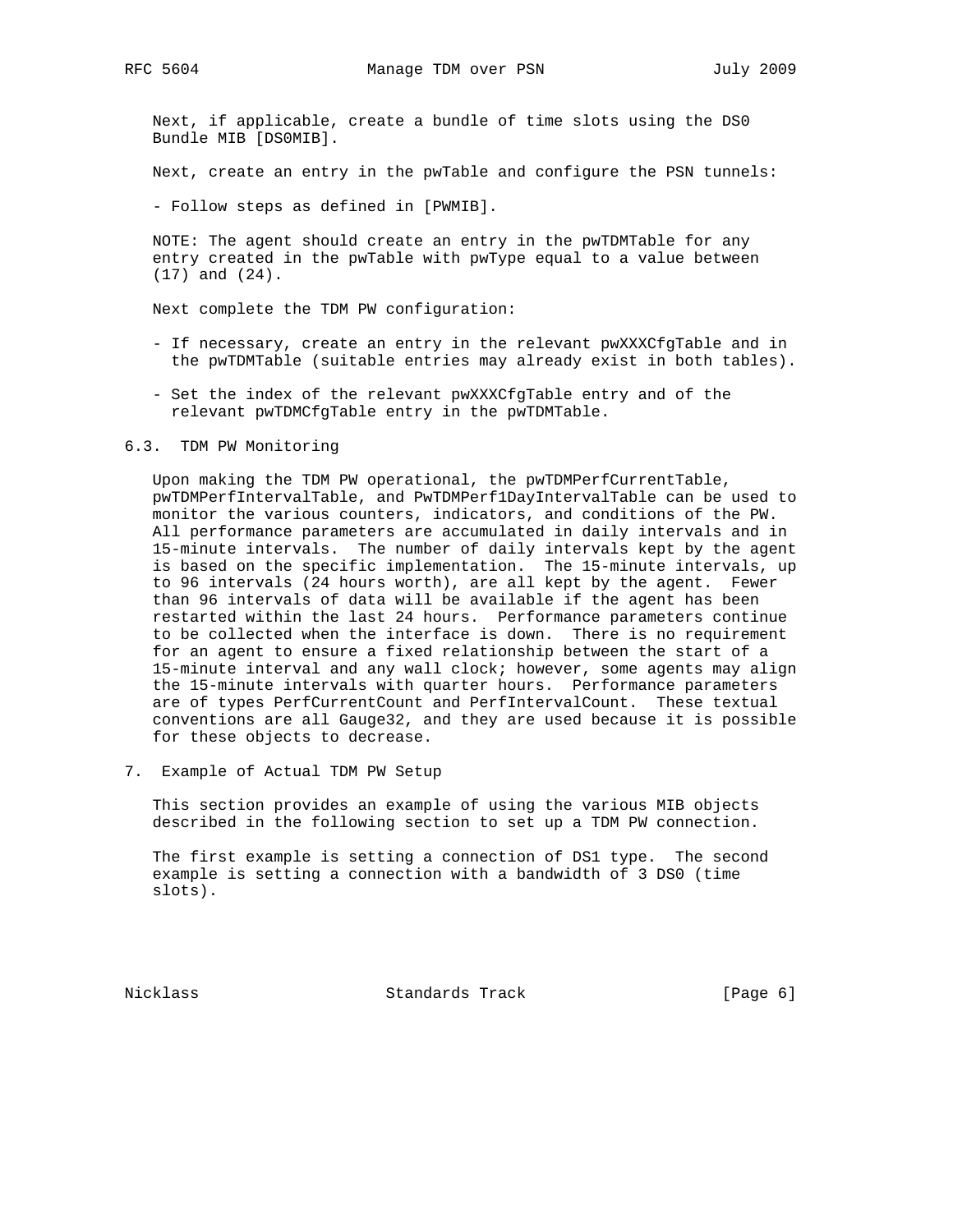Next, if applicable, create a bundle of time slots using the DS0 Bundle MIB [DS0MIB].

Next, create an entry in the pwTable and configure the PSN tunnels:

- Follow steps as defined in [PWMIB].

NOTE: The agent should create an entry in the pwTDMTable for any entry created in the pwTable with pwType equal to a value between (17) and (24).

Next complete the TDM PW configuration:

- If necessary, create an entry in the relevant pwXXXCfgTable and in the pwTDMTable (suitable entries may already exist in both tables).
- Set the index of the relevant pwXXXCfgTable entry and of the relevant pwTDMCfgTable entry in the pwTDMTable.

## 6.3. TDM PW Monitoring

Upon making the TDM PW operational, the pwTDMPerfCurrentTable, pwTDMPerfIntervalTable, and PwTDMPerf1DayIntervalTable can be used to monitor the various counters, indicators, and conditions of the PW. All performance parameters are accumulated in daily intervals and in 15-minute intervals. The number of daily intervals kept by the agent is based on the specific implementation. The 15-minute intervals, up to 96 intervals (24 hours worth), are all kept by the agent. Fewer than 96 intervals of data will be available if the agent has been restarted within the last 24 hours. Performance parameters continue to be collected when the interface is down. There is no requirement for an agent to ensure a fixed relationship between the start of a 15-minute interval and any wall clock; however, some agents may align the 15-minute intervals with quarter hours. Performance parameters are of types PerfCurrentCount and PerfIntervalCount. These textual conventions are all Gauge32, and they are used because it is possible for these objects to decrease.

# 7. Example of Actual TDM PW Setup

This section provides an example of using the various MIB objects described in the following section to set up a TDM PW connection.

The first example is setting a connection of DS1 type. The second example is setting a connection with a bandwidth of 3 DS0 (time slots).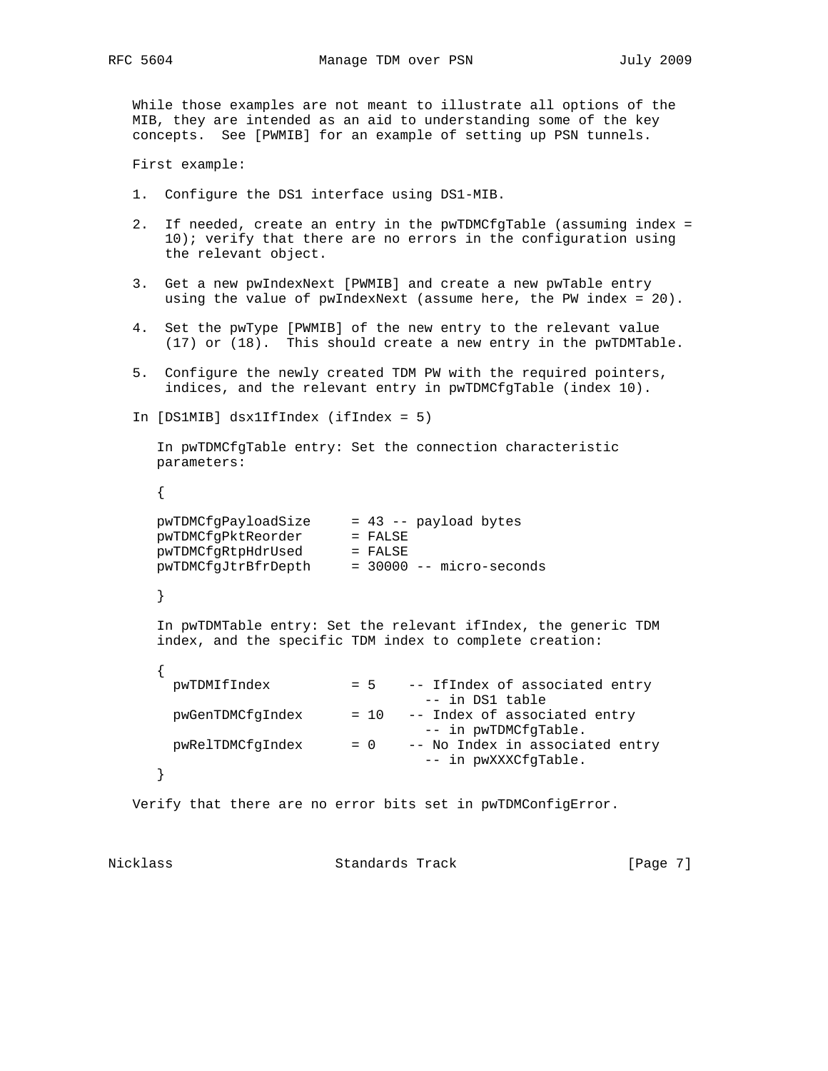While those examples are not meant to illustrate all options of the MIB, they are intended as an aid to understanding some of the key concepts. See [PWMIB] for an example of setting up PSN tunnels.

First example:

1. Configure the DS1 interface using DS1-MIB.

2. If needed, create an entry in the pwTDMCfgTable (assuming index = 10); verify that there are no errors in the configuration using the relevant object.

3. Get a new pwIndexNext [PWMIB] and create a new pwTable entry using the value of pwIndexNext (assume here, the PW index = 20).

4. Set the pwType [PWMIB] of the new entry to the relevant value (17) or (18). This should create a new entry in the pwTDMTable.

5. Configure the newly created TDM PW with the required pointers, indices, and the relevant entry in pwTDMCfgTable (index 10).

In [DS1MIB] dsx1IfIndex (ifIndex = 5)

In pwTDMCfgTable entry: Set the connection characteristic parameters:

```
{

pwTDMCfgPayloadSize     = 43 -- payload bytes
pwTDMCfgPktReorder      = FALSE
pwTDMCfgRtpHdrUsed      = FALSE
pwTDMCfgJtrBfrDepth     = 30000 -- micro-seconds

}
```

In pwTDMTable entry: Set the relevant ifIndex, the generic TDM index, and the specific TDM index to complete creation:

```
{
  pwTDMIfIndex          = 5    -- IfIndex of associated entry
                                 -- in DS1 table
  pwGenTDMCfgIndex      = 10   -- Index of associated entry
                                 -- in pwTDMCfgTable.
  pwRelTDMCfgIndex      = 0    -- No Index in associated entry
                                 -- in pwXXXCfgTable.
}
```

Verify that there are no error bits set in pwTDMConfigError.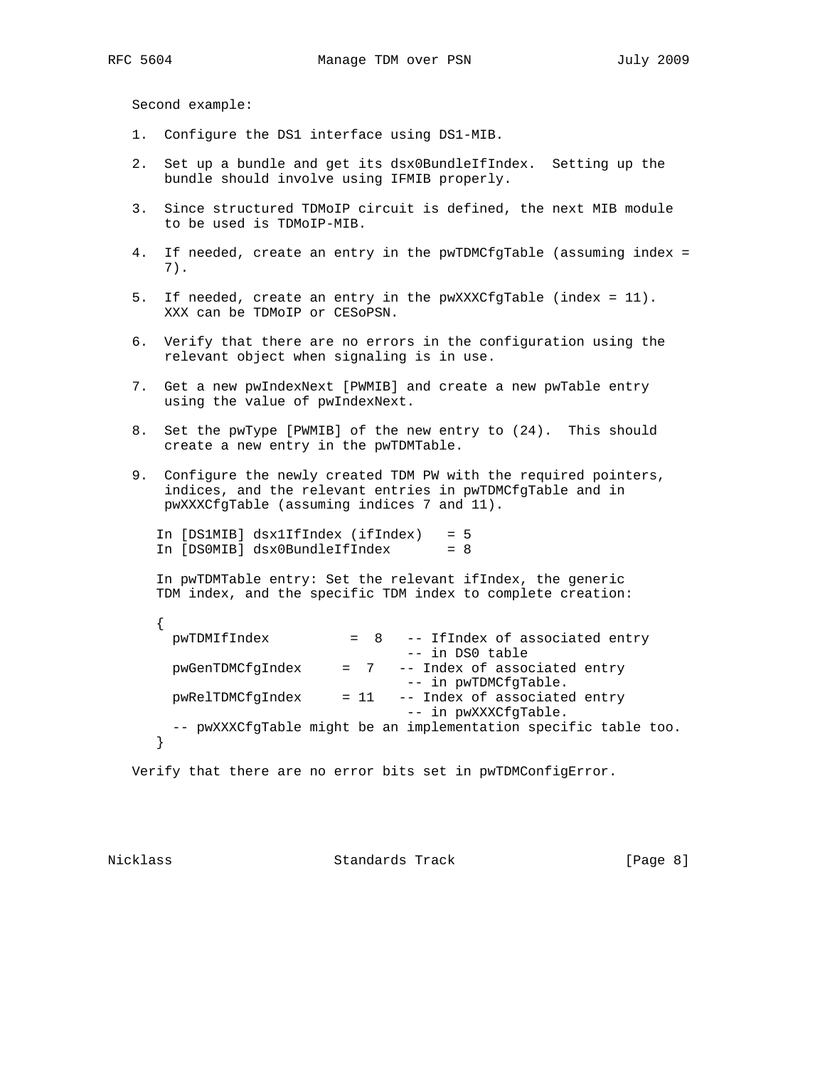Second example:

1. Configure the DS1 interface using DS1-MIB.

2. Set up a bundle and get its dsx0BundleIfIndex. Setting up the bundle should involve using IFMIB properly.

3. Since structured TDMoIP circuit is defined, the next MIB module to be used is TDMoIP-MIB.

4. If needed, create an entry in the pwTDMCfgTable (assuming index = 7).

5. If needed, create an entry in the pwXXXCfgTable (index = 11). XXX can be TDMoIP or CESoPSN.

6. Verify that there are no errors in the configuration using the relevant object when signaling is in use.

7. Get a new pwIndexNext [PWMIB] and create a new pwTable entry using the value of pwIndexNext.

8. Set the pwType [PWMIB] of the new entry to (24). This should create a new entry in the pwTDMTable.

9. Configure the newly created TDM PW with the required pointers, indices, and the relevant entries in pwTDMCfgTable and in pwXXXCfgTable (assuming indices 7 and 11).

```
 In [DS1MIB] dsx1IfIndex (ifIndex)   = 5
 In [DS0MIB] dsx0BundleIfIndex       = 8

 In pwTDMTable entry: Set the relevant ifIndex, the generic
 TDM index, and the specific TDM index to complete creation:

 {
   pwTDMIfIndex          =  8   -- IfIndex of associated entry
                                -- in DS0 table
   pwGenTDMCfgIndex     =  7   -- Index of associated entry
                                -- in pwTDMCfgTable.
   pwRelTDMCfgIndex     = 11   -- Index of associated entry
                                -- in pwXXXCfgTable.
   -- pwXXXCfgTable might be an implementation specific table too.
 }
```

Verify that there are no error bits set in pwTDMConfigError.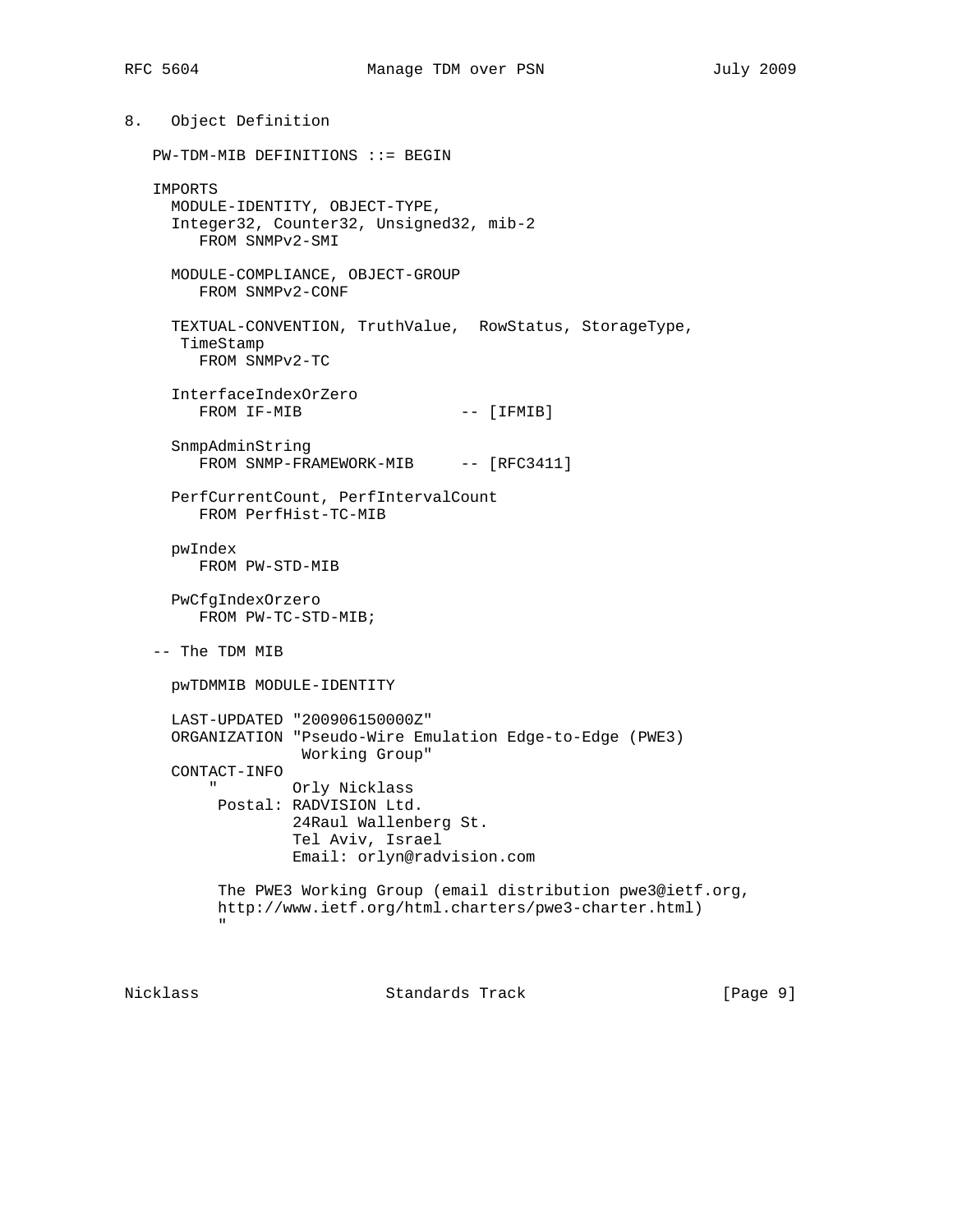## 8. Object Definition

```
   PW-TDM-MIB DEFINITIONS ::= BEGIN

   IMPORTS
     MODULE-IDENTITY, OBJECT-TYPE,
     Integer32, Counter32, Unsigned32, mib-2
        FROM SNMPv2-SMI

     MODULE-COMPLIANCE, OBJECT-GROUP
        FROM SNMPv2-CONF

     TEXTUAL-CONVENTION, TruthValue,  RowStatus, StorageType,
      TimeStamp
        FROM SNMPv2-TC

     InterfaceIndexOrZero
        FROM IF-MIB                  -- [IFMIB]

     SnmpAdminString
        FROM SNMP-FRAMEWORK-MIB     -- [RFC3411]

     PerfCurrentCount, PerfIntervalCount
        FROM PerfHist-TC-MIB

     pwIndex
        FROM PW-STD-MIB

     PwCfgIndexOrzero
        FROM PW-TC-STD-MIB;

   -- The TDM MIB

     pwTDMMIB MODULE-IDENTITY

     LAST-UPDATED "200906150000Z"
     ORGANIZATION "Pseudo-Wire Emulation Edge-to-Edge (PWE3)
                   Working Group"
     CONTACT-INFO
         "        Orly Nicklass
          Postal: RADVISION Ltd.
                  24Raul Wallenberg St.
                  Tel Aviv, Israel
                  Email: orlyn@radvision.com

          The PWE3 Working Group (email distribution pwe3@ietf.org,
          http://www.ietf.org/html.charters/pwe3-charter.html)
          "
```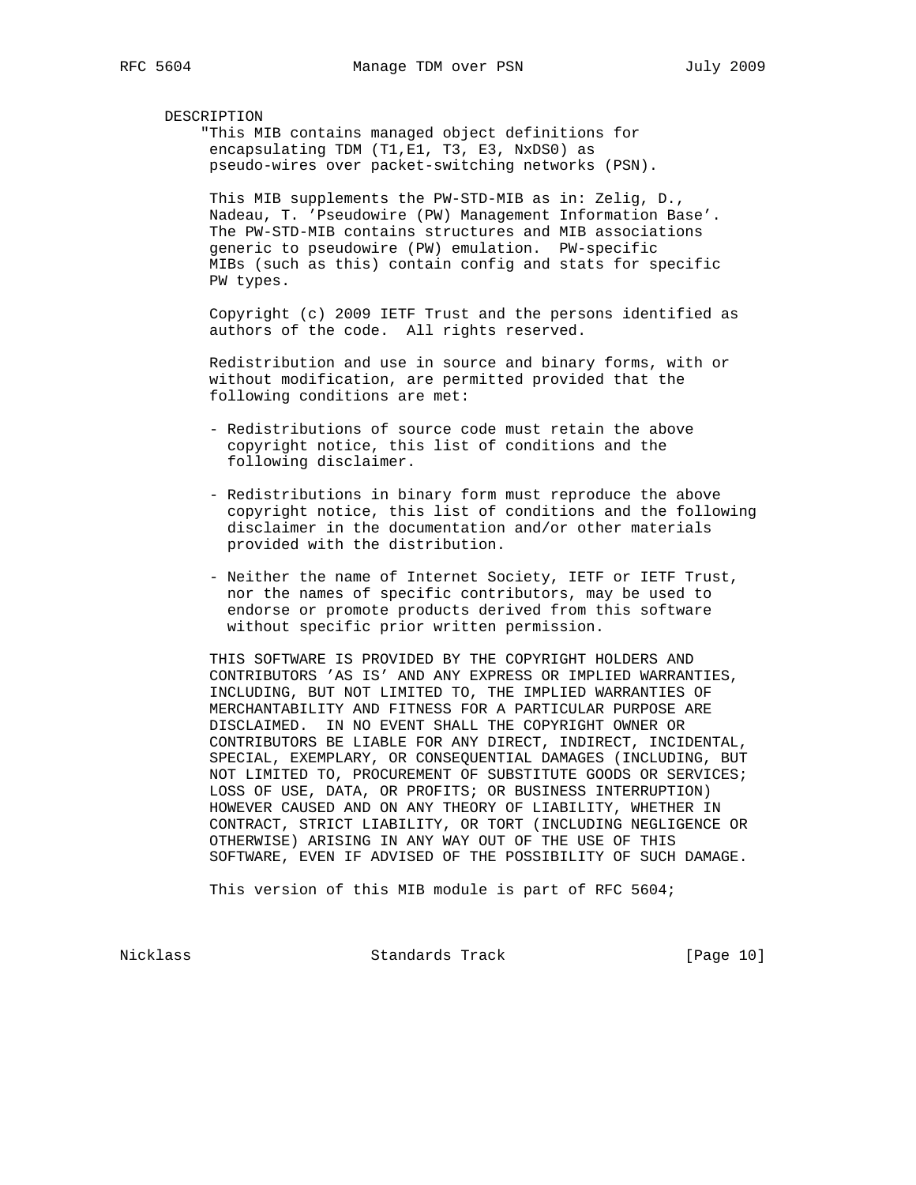```
   DESCRIPTION
       "This MIB contains managed object definitions for
        encapsulating TDM (T1,E1, T3, E3, NxDS0) as
        pseudo-wires over packet-switching networks (PSN).

        This MIB supplements the PW-STD-MIB as in: Zelig, D.,
        Nadeau, T. 'Pseudowire (PW) Management Information Base'.
        The PW-STD-MIB contains structures and MIB associations
        generic to pseudowire (PW) emulation.  PW-specific
        MIBs (such as this) contain config and stats for specific
        PW types.

        Copyright (c) 2009 IETF Trust and the persons identified as
        authors of the code.  All rights reserved.

        Redistribution and use in source and binary forms, with or
        without modification, are permitted provided that the
        following conditions are met:

        - Redistributions of source code must retain the above
          copyright notice, this list of conditions and the
          following disclaimer.

        - Redistributions in binary form must reproduce the above
          copyright notice, this list of conditions and the following
          disclaimer in the documentation and/or other materials
          provided with the distribution.

        - Neither the name of Internet Society, IETF or IETF Trust,
          nor the names of specific contributors, may be used to
          endorse or promote products derived from this software
          without specific prior written permission.

        THIS SOFTWARE IS PROVIDED BY THE COPYRIGHT HOLDERS AND
        CONTRIBUTORS 'AS IS' AND ANY EXPRESS OR IMPLIED WARRANTIES,
        INCLUDING, BUT NOT LIMITED TO, THE IMPLIED WARRANTIES OF
        MERCHANTABILITY AND FITNESS FOR A PARTICULAR PURPOSE ARE
        DISCLAIMED.  IN NO EVENT SHALL THE COPYRIGHT OWNER OR
        CONTRIBUTORS BE LIABLE FOR ANY DIRECT, INDIRECT, INCIDENTAL,
        SPECIAL, EXEMPLARY, OR CONSEQUENTIAL DAMAGES (INCLUDING, BUT
        NOT LIMITED TO, PROCUREMENT OF SUBSTITUTE GOODS OR SERVICES;
        LOSS OF USE, DATA, OR PROFITS; OR BUSINESS INTERRUPTION)
        HOWEVER CAUSED AND ON ANY THEORY OF LIABILITY, WHETHER IN
        CONTRACT, STRICT LIABILITY, OR TORT (INCLUDING NEGLIGENCE OR
        OTHERWISE) ARISING IN ANY WAY OUT OF THE USE OF THIS
        SOFTWARE, EVEN IF ADVISED OF THE POSSIBILITY OF SUCH DAMAGE.

        This version of this MIB module is part of RFC 5604;
```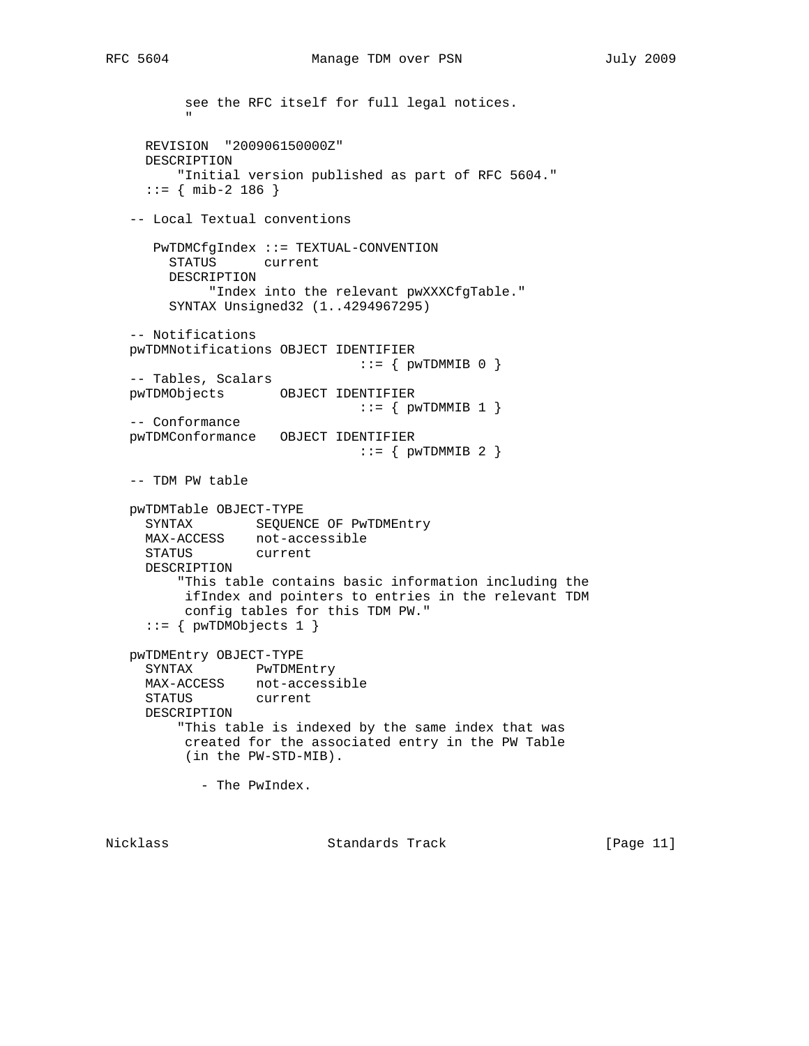```
          see the RFC itself for full legal notices.
          "

     REVISION  "200906150000Z"
     DESCRIPTION
         "Initial version published as part of RFC 5604."
     ::= { mib-2 186 }

   -- Local Textual conventions

      PwTDMCfgIndex ::= TEXTUAL-CONVENTION
        STATUS      current
        DESCRIPTION
             "Index into the relevant pwXXXCfgTable."
        SYNTAX Unsigned32 (1..4294967295)

   -- Notifications
   pwTDMNotifications OBJECT IDENTIFIER
                               ::= { pwTDMMIB 0 }
   -- Tables, Scalars
   pwTDMObjects       OBJECT IDENTIFIER
                               ::= { pwTDMMIB 1 }
   -- Conformance
   pwTDMConformance   OBJECT IDENTIFIER
                               ::= { pwTDMMIB 2 }

   -- TDM PW table

   pwTDMTable OBJECT-TYPE
     SYNTAX        SEQUENCE OF PwTDMEntry
     MAX-ACCESS    not-accessible
     STATUS        current
     DESCRIPTION
         "This table contains basic information including the
          ifIndex and pointers to entries in the relevant TDM
          config tables for this TDM PW."
     ::= { pwTDMObjects 1 }

   pwTDMEntry OBJECT-TYPE
     SYNTAX        PwTDMEntry
     MAX-ACCESS    not-accessible
     STATUS        current
     DESCRIPTION
         "This table is indexed by the same index that was
          created for the associated entry in the PW Table
          (in the PW-STD-MIB).

            - The PwIndex.
```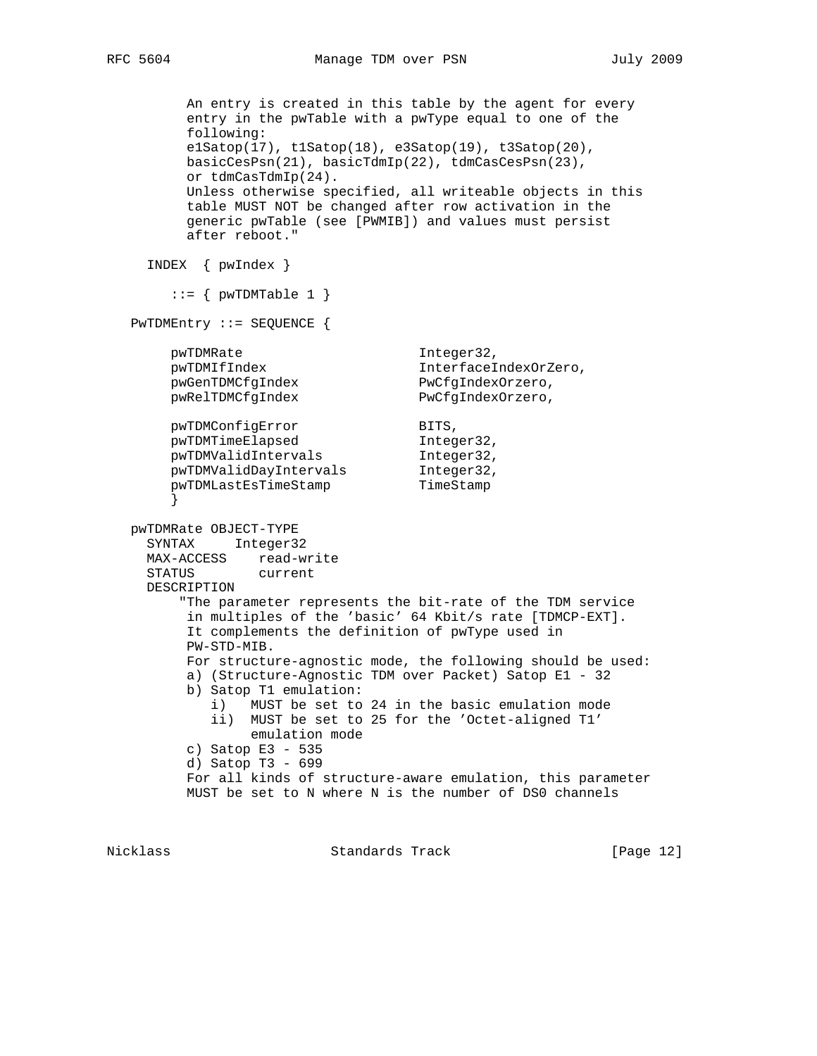```
          An entry is created in this table by the agent for every
          entry in the pwTable with a pwType equal to one of the
          following:
          e1Satop(17), t1Satop(18), e3Satop(19), t3Satop(20),
          basicCesPsn(21), basicTdmIp(22), tdmCasCesPsn(23),
          or tdmCasTdmIp(24).
          Unless otherwise specified, all writeable objects in this
          table MUST NOT be changed after row activation in the
          generic pwTable (see [PWMIB]) and values must persist
          after reboot."

     INDEX  { pwIndex }

        ::= { pwTDMTable 1 }

   PwTDMEntry ::= SEQUENCE {

        pwTDMRate                       Integer32,
        pwTDMIfIndex                    InterfaceIndexOrZero,
        pwGenTDMCfgIndex                PwCfgIndexOrzero,
        pwRelTDMCfgIndex                PwCfgIndexOrzero,

        pwTDMConfigError                BITS,
        pwTDMTimeElapsed                Integer32,
        pwTDMValidIntervals             Integer32,
        pwTDMValidDayIntervals          Integer32,
        pwTDMLastEsTimeStamp            TimeStamp
        }

   pwTDMRate OBJECT-TYPE
     SYNTAX     Integer32
     MAX-ACCESS    read-write
     STATUS        current
     DESCRIPTION
         "The parameter represents the bit-rate of the TDM service
          in multiples of the 'basic' 64 Kbit/s rate [TDMCP-EXT].
          It complements the definition of pwType used in
          PW-STD-MIB.
          For structure-agnostic mode, the following should be used:
          a) (Structure-Agnostic TDM over Packet) Satop E1 - 32
          b) Satop T1 emulation:
             i)   MUST be set to 24 in the basic emulation mode
             ii)  MUST be set to 25 for the 'Octet-aligned T1'
                  emulation mode
          c) Satop E3 - 535
          d) Satop T3 - 699
          For all kinds of structure-aware emulation, this parameter
          MUST be set to N where N is the number of DS0 channels
```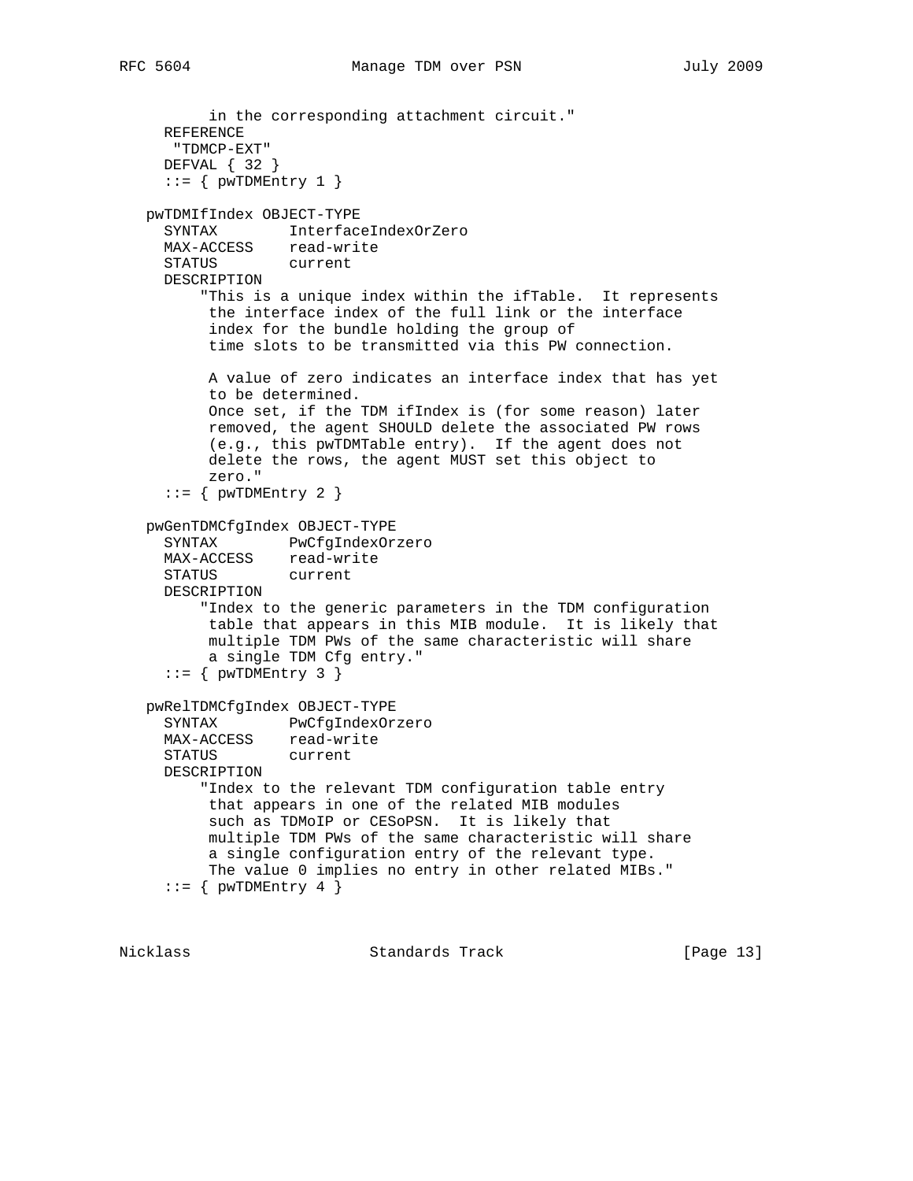```
         in the corresponding attachment circuit."
     REFERENCE
      "TDMCP-EXT"
     DEFVAL { 32 }
     ::= { pwTDMEntry 1 }

   pwTDMIfIndex OBJECT-TYPE
     SYNTAX        InterfaceIndexOrZero
     MAX-ACCESS    read-write
     STATUS        current
     DESCRIPTION
         "This is a unique index within the ifTable.  It represents
          the interface index of the full link or the interface
          index for the bundle holding the group of
          time slots to be transmitted via this PW connection.

          A value of zero indicates an interface index that has yet
          to be determined.
          Once set, if the TDM ifIndex is (for some reason) later
          removed, the agent SHOULD delete the associated PW rows
          (e.g., this pwTDMTable entry).  If the agent does not
          delete the rows, the agent MUST set this object to
          zero."
     ::= { pwTDMEntry 2 }

   pwGenTDMCfgIndex OBJECT-TYPE
     SYNTAX        PwCfgIndexOrzero
     MAX-ACCESS    read-write
     STATUS        current
     DESCRIPTION
         "Index to the generic parameters in the TDM configuration
          table that appears in this MIB module.  It is likely that
          multiple TDM PWs of the same characteristic will share
          a single TDM Cfg entry."
     ::= { pwTDMEntry 3 }

   pwRelTDMCfgIndex OBJECT-TYPE
     SYNTAX        PwCfgIndexOrzero
     MAX-ACCESS    read-write
     STATUS        current
     DESCRIPTION
         "Index to the relevant TDM configuration table entry
          that appears in one of the related MIB modules
          such as TDMoIP or CESoPSN.  It is likely that
          multiple TDM PWs of the same characteristic will share
          a single configuration entry of the relevant type.
          The value 0 implies no entry in other related MIBs."
     ::= { pwTDMEntry 4 }
```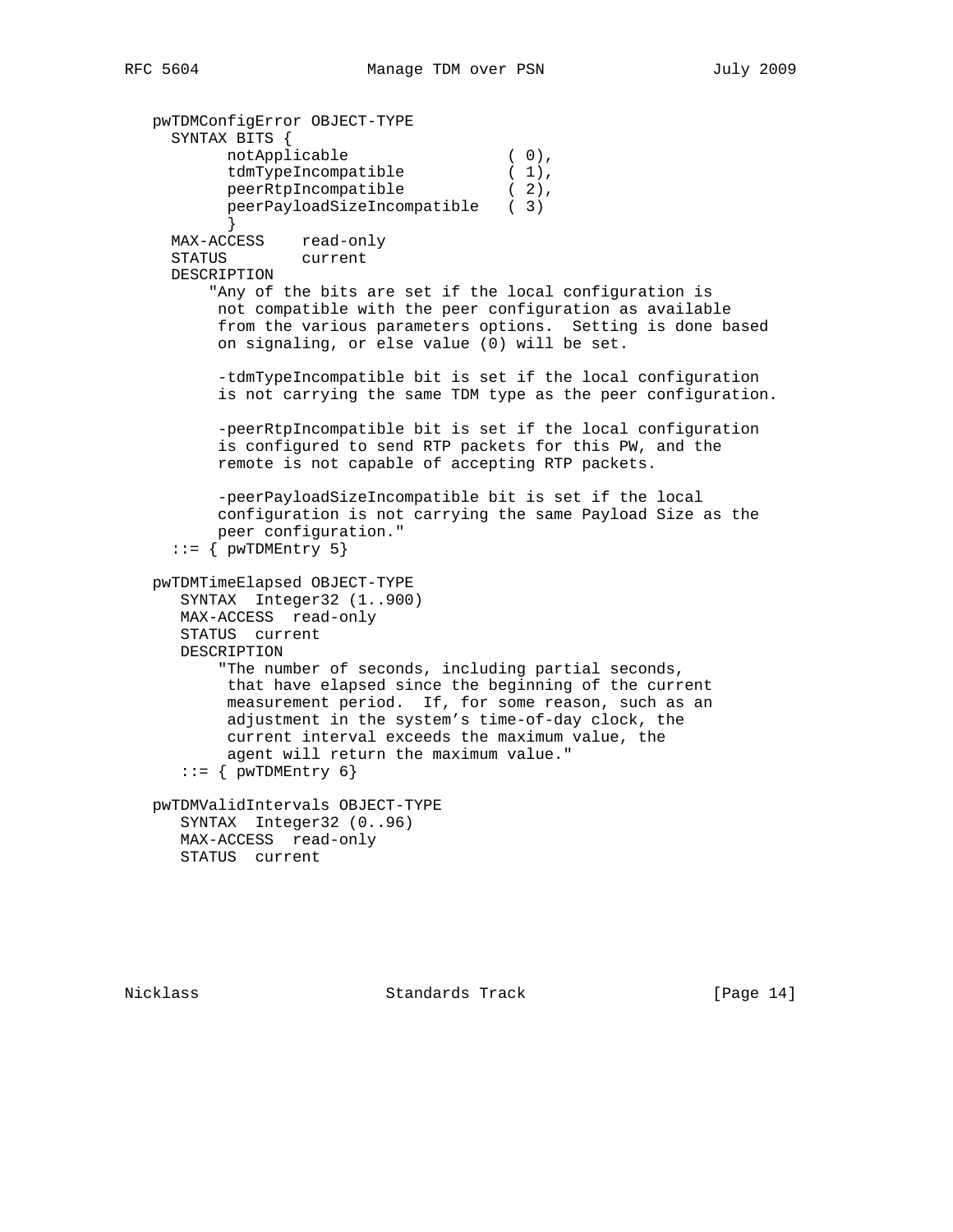```
   pwTDMConfigError OBJECT-TYPE
     SYNTAX BITS {
           notApplicable                ( 0),
           tdmTypeIncompatible          ( 1),
           peerRtpIncompatible          ( 2),
           peerPayloadSizeIncompatible  ( 3)
           }
     MAX-ACCESS    read-only
     STATUS        current
     DESCRIPTION
         "Any of the bits are set if the local configuration is
          not compatible with the peer configuration as available
          from the various parameters options.  Setting is done based
          on signaling, or else value (0) will be set.

          -tdmTypeIncompatible bit is set if the local configuration
          is not carrying the same TDM type as the peer configuration.

          -peerRtpIncompatible bit is set if the local configuration
          is configured to send RTP packets for this PW, and the
          remote is not capable of accepting RTP packets.

          -peerPayloadSizeIncompatible bit is set if the local
          configuration is not carrying the same Payload Size as the
          peer configuration."
     ::= { pwTDMEntry 5}

   pwTDMTimeElapsed OBJECT-TYPE
      SYNTAX  Integer32 (1..900)
      MAX-ACCESS  read-only
      STATUS  current
      DESCRIPTION
          "The number of seconds, including partial seconds,
           that have elapsed since the beginning of the current
           measurement period.  If, for some reason, such as an
           adjustment in the system's time-of-day clock, the
           current interval exceeds the maximum value, the
           agent will return the maximum value."
      ::= { pwTDMEntry 6}

   pwTDMValidIntervals OBJECT-TYPE
      SYNTAX  Integer32 (0..96)
      MAX-ACCESS  read-only
      STATUS  current
```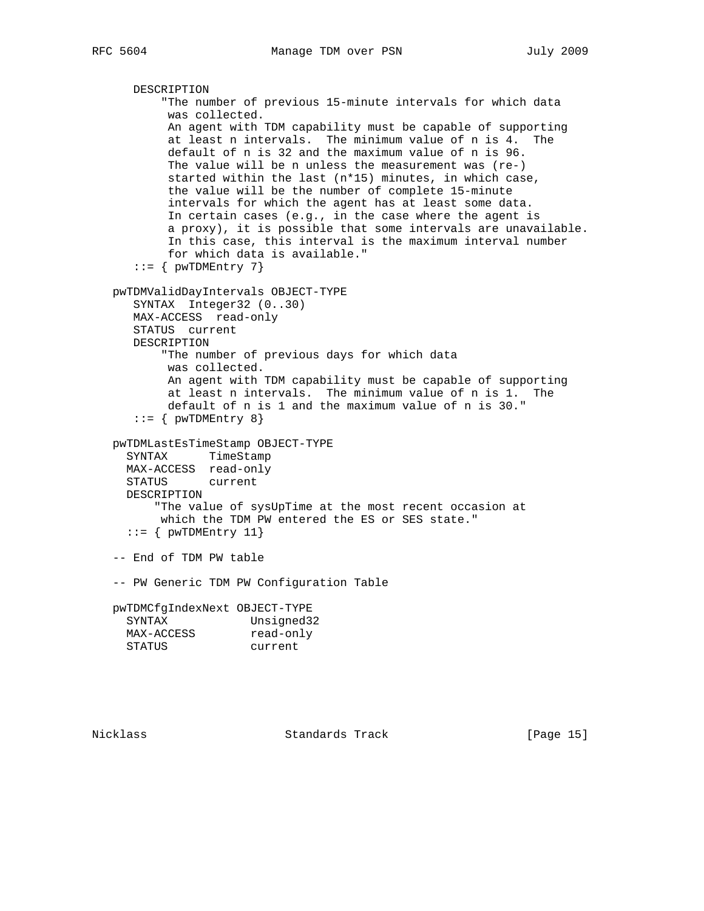```
      DESCRIPTION
          "The number of previous 15-minute intervals for which data
           was collected.
           An agent with TDM capability must be capable of supporting
           at least n intervals.  The minimum value of n is 4.  The
           default of n is 32 and the maximum value of n is 96.
           The value will be n unless the measurement was (re-)
           started within the last (n*15) minutes, in which case,
           the value will be the number of complete 15-minute
           intervals for which the agent has at least some data.
           In certain cases (e.g., in the case where the agent is
           a proxy), it is possible that some intervals are unavailable.
           In this case, this interval is the maximum interval number
           for which data is available."
      ::= { pwTDMEntry 7}

   pwTDMValidDayIntervals OBJECT-TYPE
      SYNTAX  Integer32 (0..30)
      MAX-ACCESS  read-only
      STATUS  current
      DESCRIPTION
          "The number of previous days for which data
           was collected.
           An agent with TDM capability must be capable of supporting
           at least n intervals.  The minimum value of n is 1.  The
           default of n is 1 and the maximum value of n is 30."
      ::= { pwTDMEntry 8}

   pwTDMLastEsTimeStamp OBJECT-TYPE
     SYNTAX      TimeStamp
     MAX-ACCESS  read-only
     STATUS      current
     DESCRIPTION
         "The value of sysUpTime at the most recent occasion at
          which the TDM PW entered the ES or SES state."
     ::= { pwTDMEntry 11}

   -- End of TDM PW table

   -- PW Generic TDM PW Configuration Table

   pwTDMCfgIndexNext OBJECT-TYPE
     SYNTAX            Unsigned32
     MAX-ACCESS        read-only
     STATUS            current
```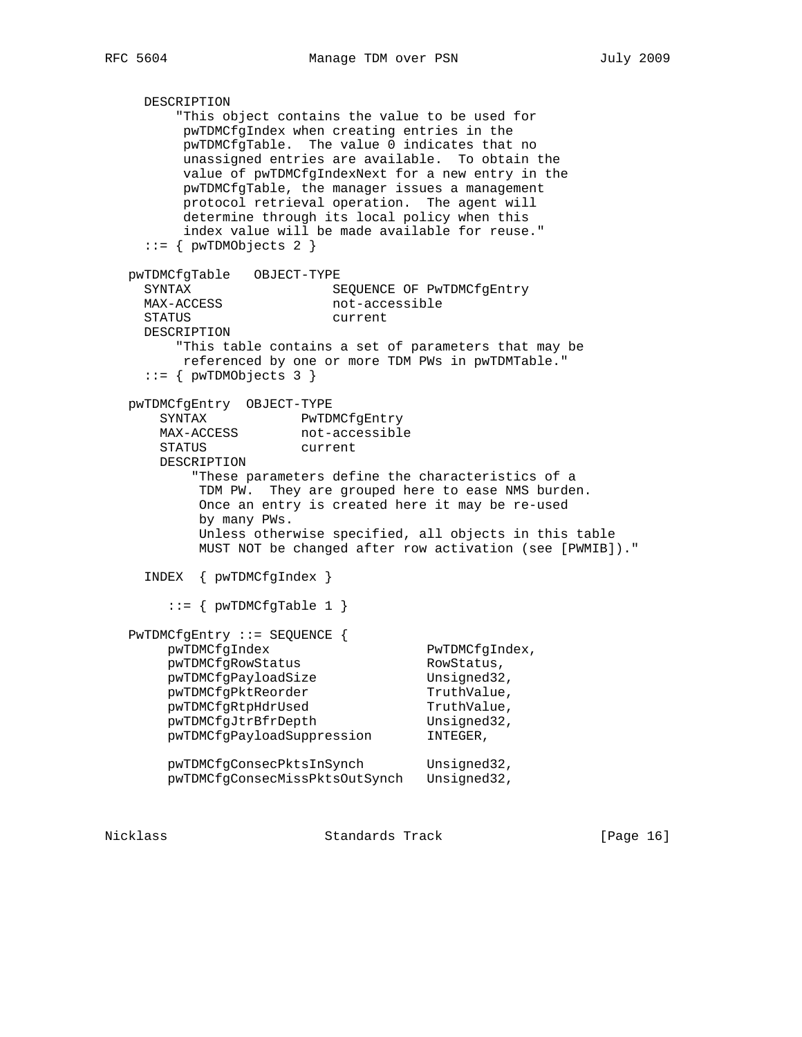```
      DESCRIPTION
          "This object contains the value to be used for
           pwTDMCfgIndex when creating entries in the
           pwTDMCfgTable.  The value 0 indicates that no
           unassigned entries are available.  To obtain the
           value of pwTDMCfgIndexNext for a new entry in the
           pwTDMCfgTable, the manager issues a management
           protocol retrieval operation.  The agent will
           determine through its local policy when this
           index value will be made available for reuse."
      ::= { pwTDMObjects 2 }

   pwTDMCfgTable   OBJECT-TYPE
      SYNTAX                  SEQUENCE OF PwTDMCfgEntry
      MAX-ACCESS              not-accessible
      STATUS                  current
      DESCRIPTION
          "This table contains a set of parameters that may be
           referenced by one or more TDM PWs in pwTDMTable."
      ::= { pwTDMObjects 3 }

   pwTDMCfgEntry  OBJECT-TYPE
        SYNTAX            PwTDMCfgEntry
        MAX-ACCESS        not-accessible
        STATUS            current
        DESCRIPTION
            "These parameters define the characteristics of a
             TDM PW.  They are grouped here to ease NMS burden.
             Once an entry is created here it may be re-used
             by many PWs.
             Unless otherwise specified, all objects in this table
             MUST NOT be changed after row activation (see [PWMIB])."

      INDEX  { pwTDMCfgIndex }

         ::= { pwTDMCfgTable 1 }

   PwTDMCfgEntry ::= SEQUENCE {
         pwTDMCfgIndex                    PwTDMCfgIndex,
         pwTDMCfgRowStatus                RowStatus,
         pwTDMCfgPayloadSize              Unsigned32,
         pwTDMCfgPktReorder               TruthValue,
         pwTDMCfgRtpHdrUsed               TruthValue,
         pwTDMCfgJtrBfrDepth              Unsigned32,
         pwTDMCfgPayloadSuppression       INTEGER,

         pwTDMCfgConsecPktsInSynch        Unsigned32,
         pwTDMCfgConsecMissPktsOutSynch   Unsigned32,
```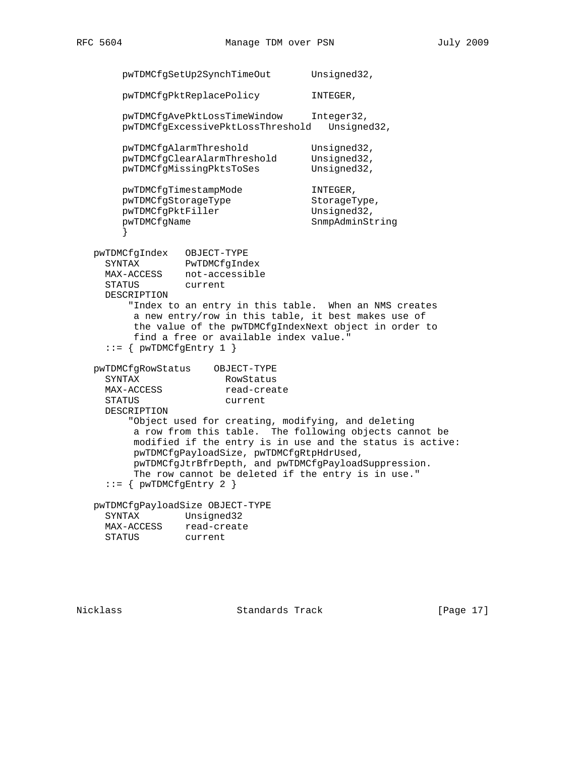```
       pwTDMCfgSetUp2SynchTimeOut       Unsigned32,

       pwTDMCfgPktReplacePolicy         INTEGER,

       pwTDMCfgAvePktLossTimeWindow     Integer32,
       pwTDMCfgExcessivePktLossThreshold   Unsigned32,

       pwTDMCfgAlarmThreshold           Unsigned32,
       pwTDMCfgClearAlarmThreshold      Unsigned32,
       pwTDMCfgMissingPktsToSes         Unsigned32,

       pwTDMCfgTimestampMode            INTEGER,
       pwTDMCfgStorageType              StorageType,
       pwTDMCfgPktFiller                Unsigned32,
       pwTDMCfgName                     SnmpAdminString
       }

   pwTDMCfgIndex   OBJECT-TYPE
     SYNTAX        PwTDMCfgIndex
     MAX-ACCESS    not-accessible
     STATUS        current
     DESCRIPTION
        "Index to an entry in this table.  When an NMS creates
         a new entry/row in this table, it best makes use of
         the value of the pwTDMCfgIndexNext object in order to
         find a free or available index value."
     ::= { pwTDMCfgEntry 1 }

   pwTDMCfgRowStatus    OBJECT-TYPE
     SYNTAX              RowStatus
     MAX-ACCESS          read-create
     STATUS              current
     DESCRIPTION
        "Object used for creating, modifying, and deleting
         a row from this table.  The following objects cannot be
         modified if the entry is in use and the status is active:
         pwTDMCfgPayloadSize, pwTDMCfgRtpHdrUsed,
         pwTDMCfgJtrBfrDepth, and pwTDMCfgPayloadSuppression.
         The row cannot be deleted if the entry is in use."
     ::= { pwTDMCfgEntry 2 }

   pwTDMCfgPayloadSize OBJECT-TYPE
     SYNTAX        Unsigned32
     MAX-ACCESS    read-create
     STATUS        current
```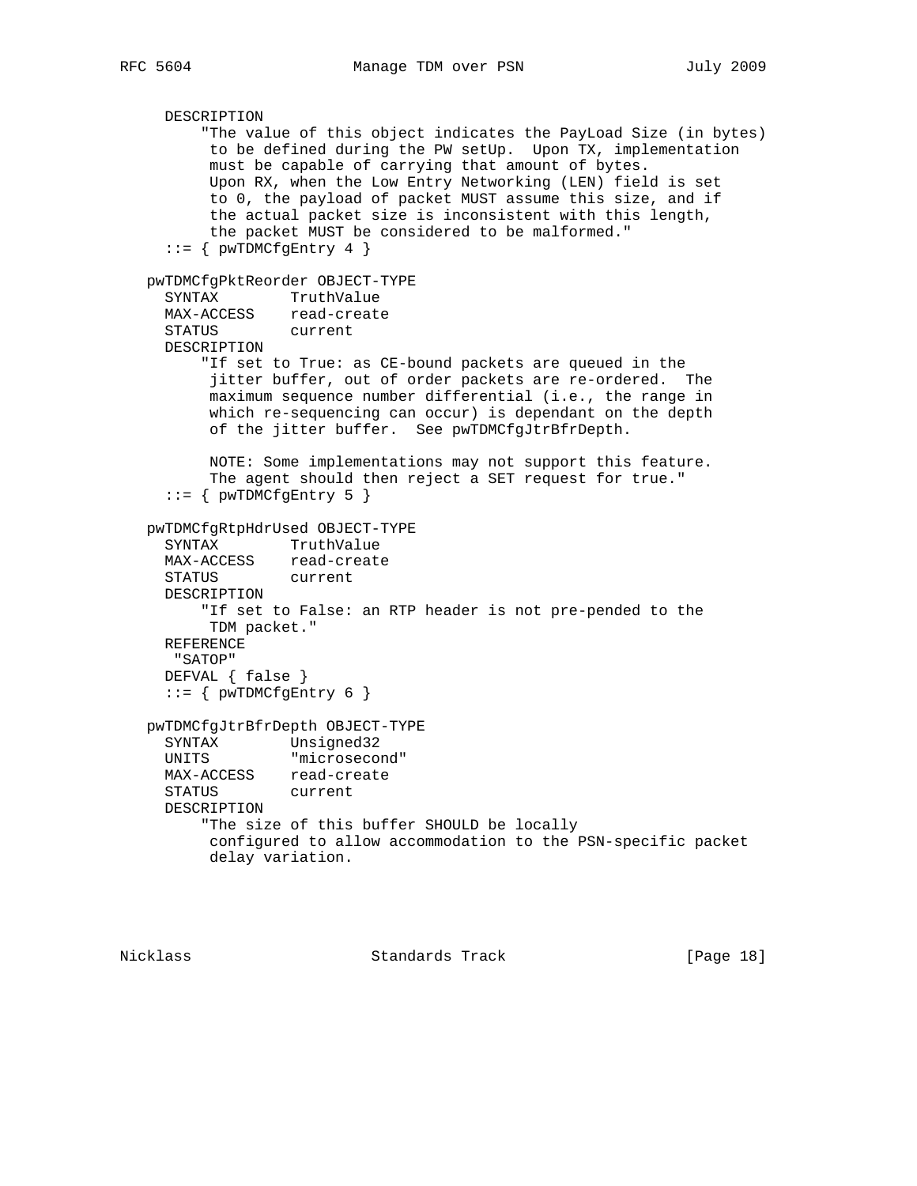```
      DESCRIPTION
          "The value of this object indicates the PayLoad Size (in bytes)
           to be defined during the PW setUp.  Upon TX, implementation
           must be capable of carrying that amount of bytes.
           Upon RX, when the Low Entry Networking (LEN) field is set
           to 0, the payload of packet MUST assume this size, and if
           the actual packet size is inconsistent with this length,
           the packet MUST be considered to be malformed."
      ::= { pwTDMCfgEntry 4 }

   pwTDMCfgPktReorder OBJECT-TYPE
      SYNTAX        TruthValue
      MAX-ACCESS    read-create
      STATUS        current
      DESCRIPTION
          "If set to True: as CE-bound packets are queued in the
           jitter buffer, out of order packets are re-ordered.  The
           maximum sequence number differential (i.e., the range in
           which re-sequencing can occur) is dependant on the depth
           of the jitter buffer.  See pwTDMCfgJtrBfrDepth.

           NOTE: Some implementations may not support this feature.
           The agent should then reject a SET request for true."
      ::= { pwTDMCfgEntry 5 }

   pwTDMCfgRtpHdrUsed OBJECT-TYPE
      SYNTAX        TruthValue
      MAX-ACCESS    read-create
      STATUS        current
      DESCRIPTION
          "If set to False: an RTP header is not pre-pended to the
           TDM packet."
      REFERENCE
       "SATOP"
      DEFVAL { false }
      ::= { pwTDMCfgEntry 6 }

   pwTDMCfgJtrBfrDepth OBJECT-TYPE
      SYNTAX        Unsigned32
      UNITS         "microsecond"
      MAX-ACCESS    read-create
      STATUS        current
      DESCRIPTION
          "The size of this buffer SHOULD be locally
           configured to allow accommodation to the PSN-specific packet
           delay variation.
```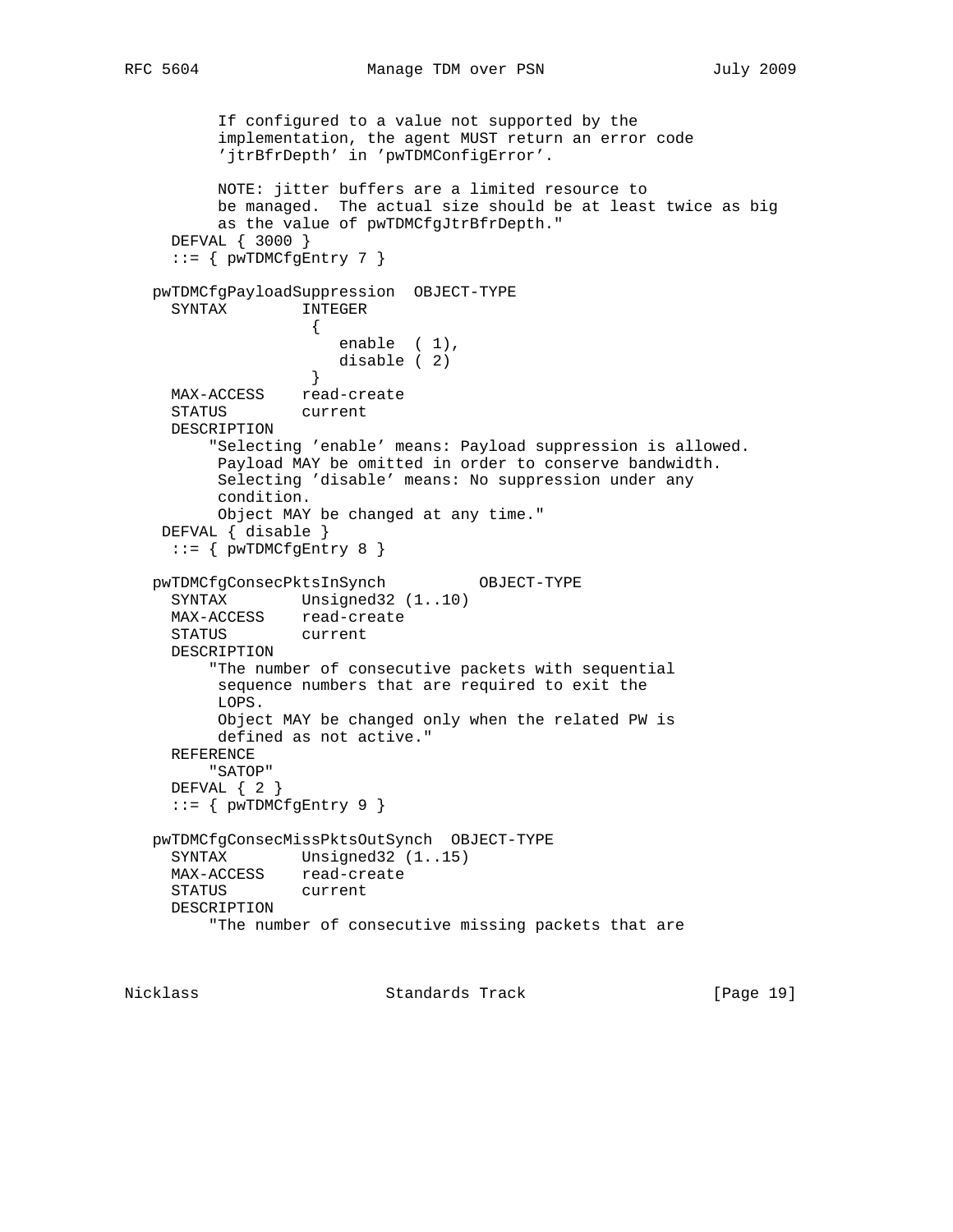```
          If configured to a value not supported by the
          implementation, the agent MUST return an error code
          'jtrBfrDepth' in 'pwTDMConfigError'.

          NOTE: jitter buffers are a limited resource to
          be managed.  The actual size should be at least twice as big
          as the value of pwTDMCfgJtrBfrDepth."
     DEFVAL { 3000 }
     ::= { pwTDMCfgEntry 7 }

   pwTDMCfgPayloadSuppression  OBJECT-TYPE
     SYNTAX        INTEGER
                    {
                       enable  ( 1),
                       disable ( 2)
                    }
     MAX-ACCESS    read-create
     STATUS        current
     DESCRIPTION
         "Selecting 'enable' means: Payload suppression is allowed.
          Payload MAY be omitted in order to conserve bandwidth.
          Selecting 'disable' means: No suppression under any
          condition.
          Object MAY be changed at any time."
    DEFVAL { disable }
     ::= { pwTDMCfgEntry 8 }

   pwTDMCfgConsecPktsInSynch          OBJECT-TYPE
     SYNTAX        Unsigned32 (1..10)
     MAX-ACCESS    read-create
     STATUS        current
     DESCRIPTION
         "The number of consecutive packets with sequential
          sequence numbers that are required to exit the
          LOPS.
          Object MAY be changed only when the related PW is
          defined as not active."
     REFERENCE
         "SATOP"
     DEFVAL { 2 }
     ::= { pwTDMCfgEntry 9 }

   pwTDMCfgConsecMissPktsOutSynch  OBJECT-TYPE
     SYNTAX        Unsigned32 (1..15)
     MAX-ACCESS    read-create
     STATUS        current
     DESCRIPTION
         "The number of consecutive missing packets that are
```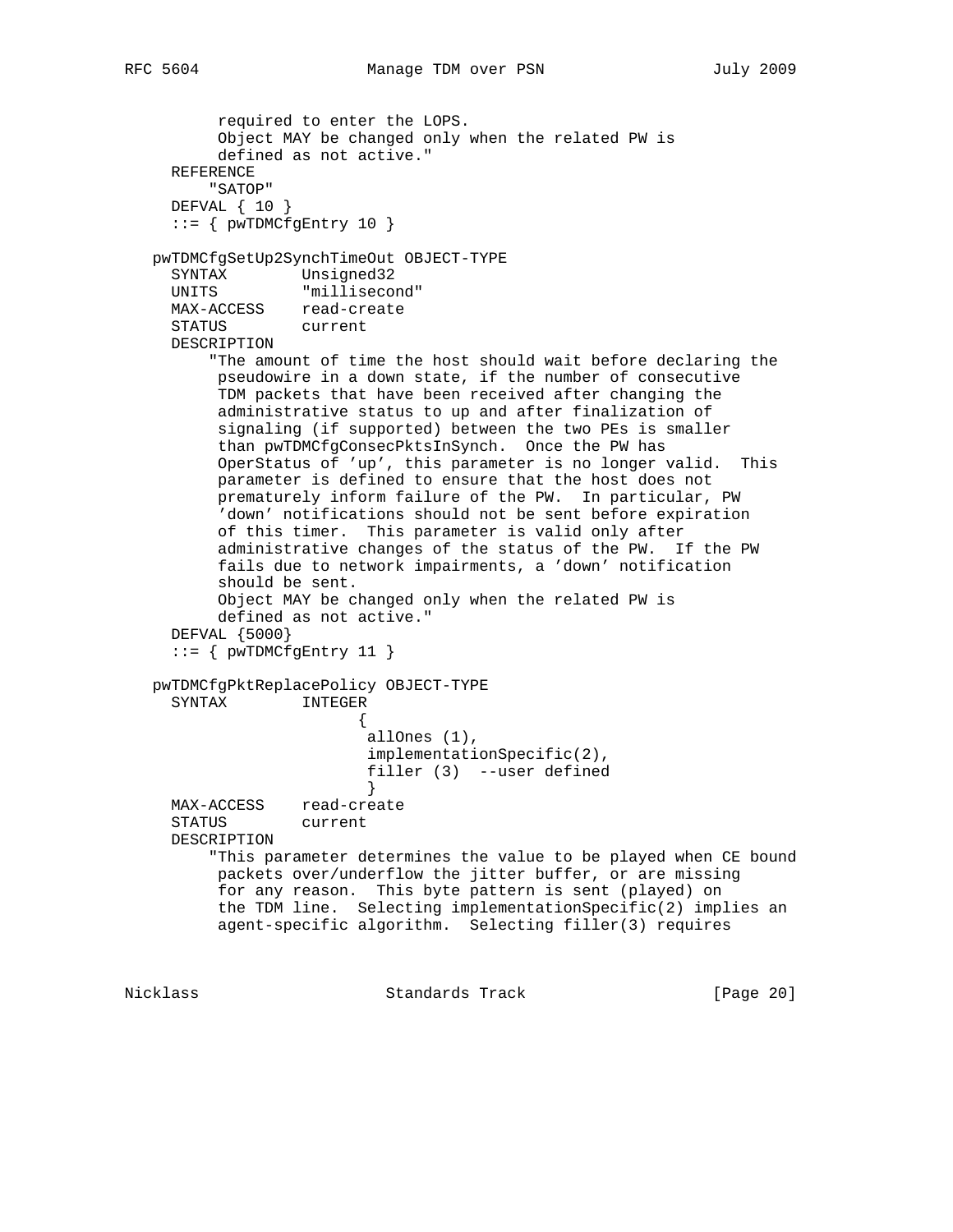```
          required to enter the LOPS.
          Object MAY be changed only when the related PW is
          defined as not active."
     REFERENCE
         "SATOP"
     DEFVAL { 10 }
     ::= { pwTDMCfgEntry 10 }

   pwTDMCfgSetUp2SynchTimeOut OBJECT-TYPE
     SYNTAX        Unsigned32
     UNITS         "millisecond"
     MAX-ACCESS    read-create
     STATUS        current
     DESCRIPTION
         "The amount of time the host should wait before declaring the
          pseudowire in a down state, if the number of consecutive
          TDM packets that have been received after changing the
          administrative status to up and after finalization of
          signaling (if supported) between the two PEs is smaller
          than pwTDMCfgConsecPktsInSynch.  Once the PW has
          OperStatus of 'up', this parameter is no longer valid.  This
          parameter is defined to ensure that the host does not
          prematurely inform failure of the PW.  In particular, PW
          'down' notifications should not be sent before expiration
          of this timer.  This parameter is valid only after
          administrative changes of the status of the PW.  If the PW
          fails due to network impairments, a 'down' notification
          should be sent.
          Object MAY be changed only when the related PW is
          defined as not active."
     DEFVAL {5000}
     ::= { pwTDMCfgEntry 11 }

   pwTDMCfgPktReplacePolicy OBJECT-TYPE
     SYNTAX        INTEGER
                         {
                          allOnes (1),
                          implementationSpecific(2),
                          filler (3)  --user defined
                          }
     MAX-ACCESS    read-create
     STATUS        current
     DESCRIPTION
         "This parameter determines the value to be played when CE bound
          packets over/underflow the jitter buffer, or are missing
          for any reason.  This byte pattern is sent (played) on
          the TDM line.  Selecting implementationSpecific(2) implies an
          agent-specific algorithm.  Selecting filler(3) requires
```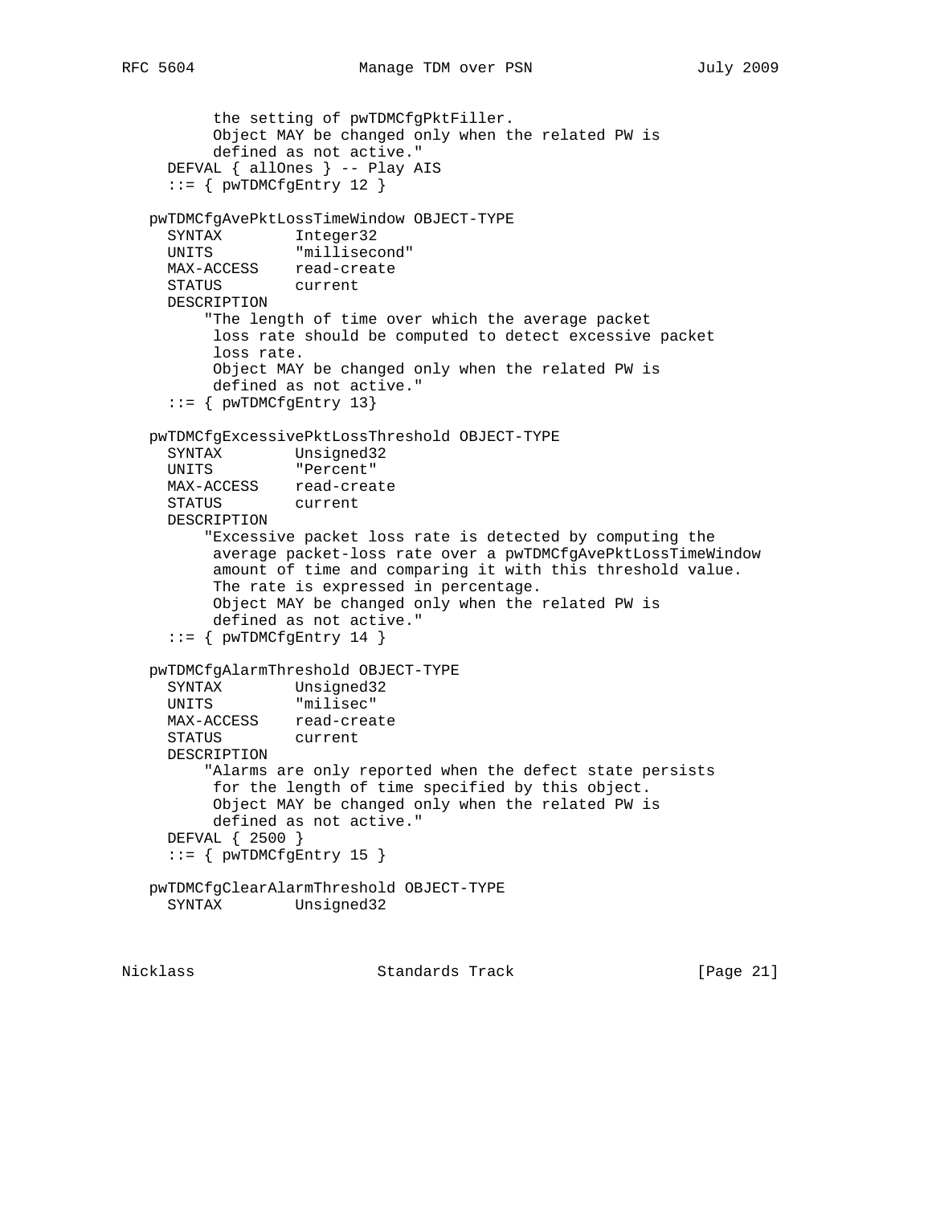```
         the setting of pwTDMCfgPktFiller.
         Object MAY be changed only when the related PW is
         defined as not active."
     DEFVAL { allOnes } -- Play AIS
     ::= { pwTDMCfgEntry 12 }

   pwTDMCfgAvePktLossTimeWindow OBJECT-TYPE
     SYNTAX        Integer32
     UNITS         "millisecond"
     MAX-ACCESS    read-create
     STATUS        current
     DESCRIPTION
        "The length of time over which the average packet
         loss rate should be computed to detect excessive packet
         loss rate.
         Object MAY be changed only when the related PW is
         defined as not active."
     ::= { pwTDMCfgEntry 13}

   pwTDMCfgExcessivePktLossThreshold OBJECT-TYPE
     SYNTAX        Unsigned32
     UNITS         "Percent"
     MAX-ACCESS    read-create
     STATUS        current
     DESCRIPTION
        "Excessive packet loss rate is detected by computing the
         average packet-loss rate over a pwTDMCfgAvePktLossTimeWindow
         amount of time and comparing it with this threshold value.
         The rate is expressed in percentage.
         Object MAY be changed only when the related PW is
         defined as not active."
     ::= { pwTDMCfgEntry 14 }

   pwTDMCfgAlarmThreshold OBJECT-TYPE
     SYNTAX        Unsigned32
     UNITS         "milisec"
     MAX-ACCESS    read-create
     STATUS        current
     DESCRIPTION
        "Alarms are only reported when the defect state persists
         for the length of time specified by this object.
         Object MAY be changed only when the related PW is
         defined as not active."
     DEFVAL { 2500 }
     ::= { pwTDMCfgEntry 15 }

   pwTDMCfgClearAlarmThreshold OBJECT-TYPE
     SYNTAX        Unsigned32
```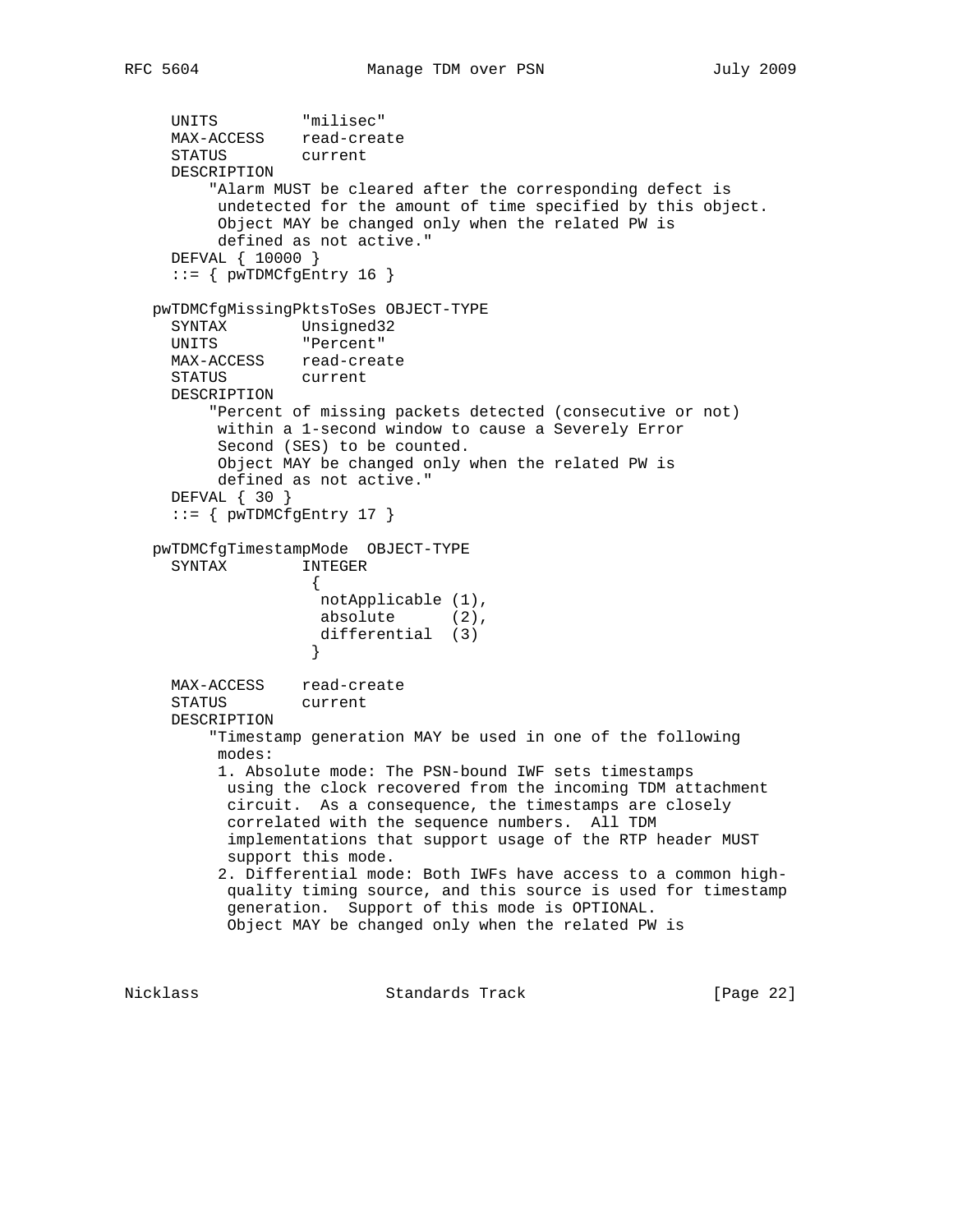```
     UNITS         "milisec"
     MAX-ACCESS    read-create
     STATUS        current
     DESCRIPTION
         "Alarm MUST be cleared after the corresponding defect is
          undetected for the amount of time specified by this object.
          Object MAY be changed only when the related PW is
          defined as not active."
     DEFVAL { 10000 }
     ::= { pwTDMCfgEntry 16 }

   pwTDMCfgMissingPktsToSes OBJECT-TYPE
     SYNTAX        Unsigned32
     UNITS         "Percent"
     MAX-ACCESS    read-create
     STATUS        current
     DESCRIPTION
         "Percent of missing packets detected (consecutive or not)
          within a 1-second window to cause a Severely Error
          Second (SES) to be counted.
          Object MAY be changed only when the related PW is
          defined as not active."
     DEFVAL { 30 }
     ::= { pwTDMCfgEntry 17 }

   pwTDMCfgTimestampMode  OBJECT-TYPE
     SYNTAX        INTEGER
                    {
                     notApplicable (1),
                     absolute      (2),
                     differential  (3)
                    }

     MAX-ACCESS    read-create
     STATUS        current
     DESCRIPTION
         "Timestamp generation MAY be used in one of the following
          modes:
          1. Absolute mode: The PSN-bound IWF sets timestamps
           using the clock recovered from the incoming TDM attachment
           circuit.  As a consequence, the timestamps are closely
           correlated with the sequence numbers.  All TDM
           implementations that support usage of the RTP header MUST
           support this mode.
          2. Differential mode: Both IWFs have access to a common high-
           quality timing source, and this source is used for timestamp
           generation.  Support of this mode is OPTIONAL.
           Object MAY be changed only when the related PW is
```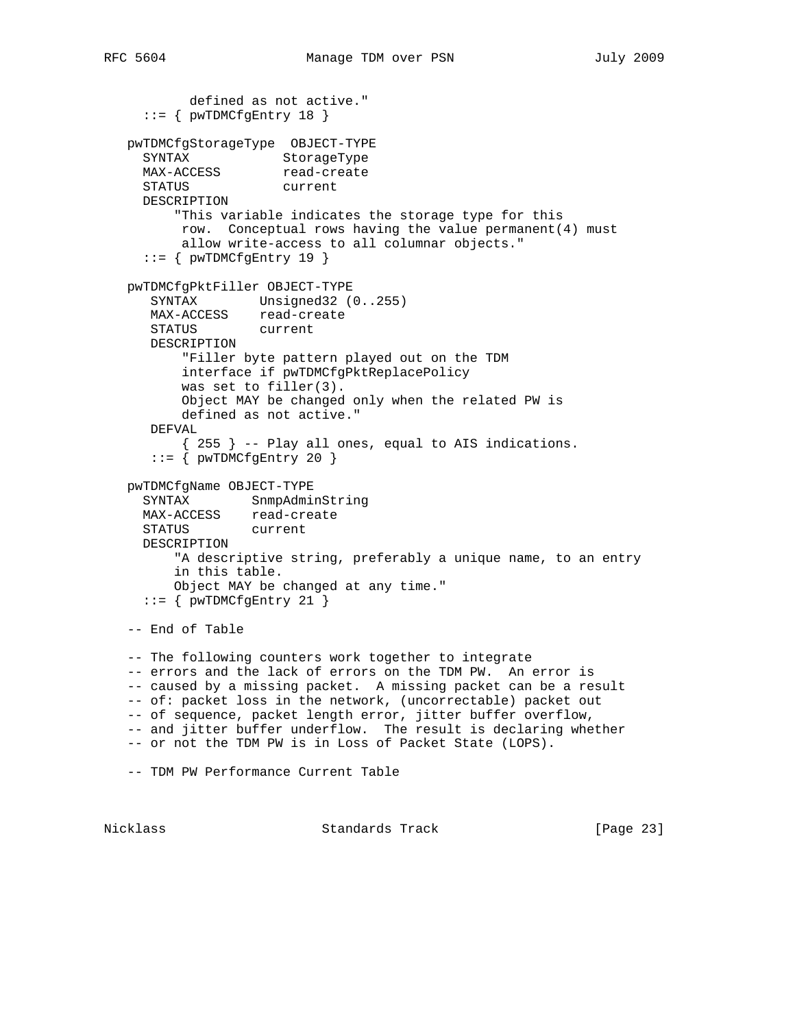```
           defined as not active."
     ::= { pwTDMCfgEntry 18 }

   pwTDMCfgStorageType  OBJECT-TYPE
     SYNTAX            StorageType
     MAX-ACCESS        read-create
     STATUS            current
     DESCRIPTION
         "This variable indicates the storage type for this
          row.  Conceptual rows having the value permanent(4) must
          allow write-access to all columnar objects."
     ::= { pwTDMCfgEntry 19 }

   pwTDMCfgPktFiller OBJECT-TYPE
      SYNTAX        Unsigned32 (0..255)
      MAX-ACCESS    read-create
      STATUS        current
      DESCRIPTION
          "Filler byte pattern played out on the TDM
          interface if pwTDMCfgPktReplacePolicy
          was set to filler(3).
          Object MAY be changed only when the related PW is
          defined as not active."
      DEFVAL
          { 255 } -- Play all ones, equal to AIS indications.
      ::= { pwTDMCfgEntry 20 }

   pwTDMCfgName OBJECT-TYPE
     SYNTAX        SnmpAdminString
     MAX-ACCESS    read-create
     STATUS        current
     DESCRIPTION
         "A descriptive string, preferably a unique name, to an entry
         in this table.
         Object MAY be changed at any time."
     ::= { pwTDMCfgEntry 21 }

   -- End of Table

   -- The following counters work together to integrate
   -- errors and the lack of errors on the TDM PW.  An error is
   -- caused by a missing packet.  A missing packet can be a result
   -- of: packet loss in the network, (uncorrectable) packet out
   -- of sequence, packet length error, jitter buffer overflow,
   -- and jitter buffer underflow.  The result is declaring whether
   -- or not the TDM PW is in Loss of Packet State (LOPS).

   -- TDM PW Performance Current Table
```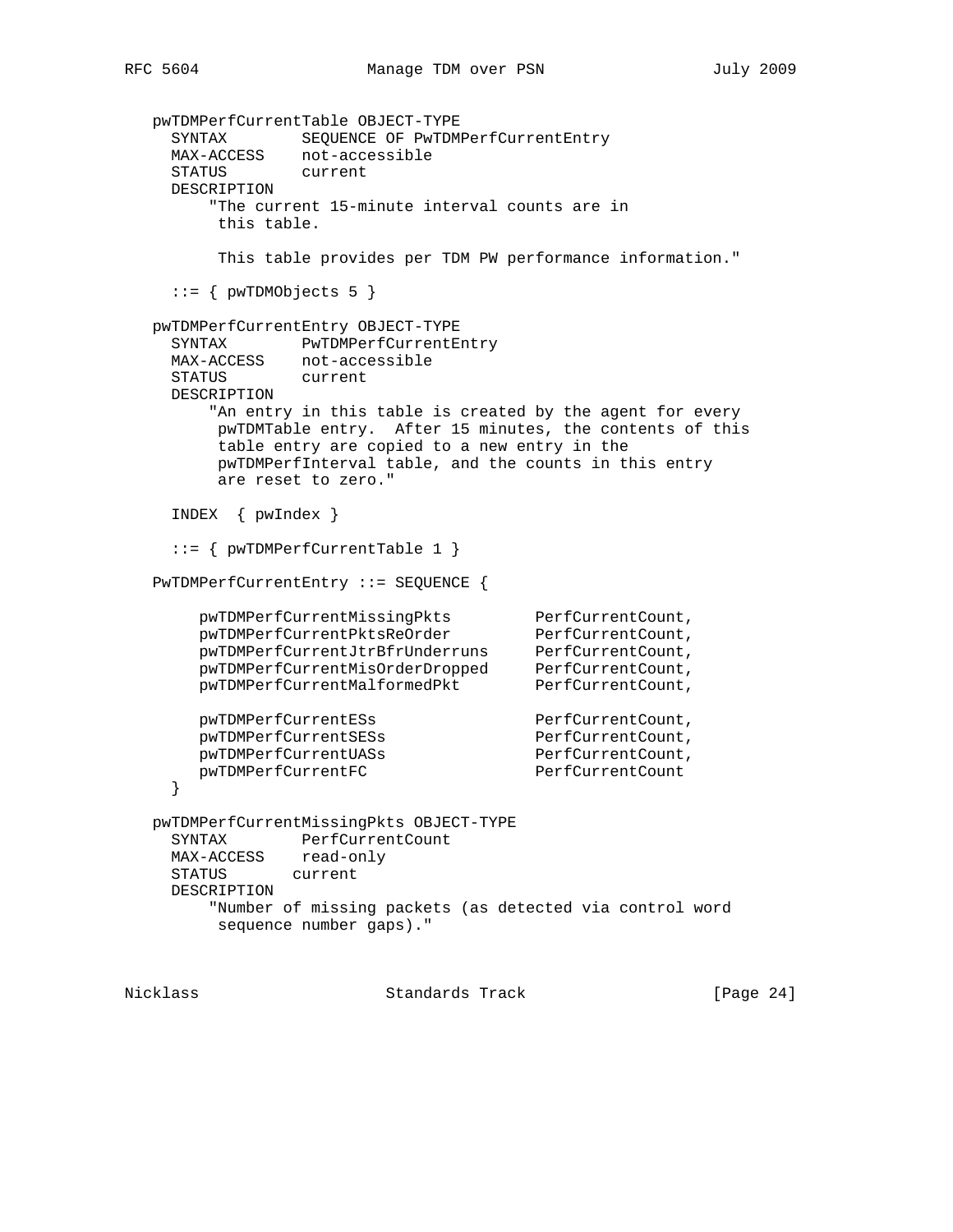```
   pwTDMPerfCurrentTable OBJECT-TYPE
     SYNTAX        SEQUENCE OF PwTDMPerfCurrentEntry
     MAX-ACCESS    not-accessible
     STATUS        current
     DESCRIPTION
         "The current 15-minute interval counts are in
          this table.

          This table provides per TDM PW performance information."

     ::= { pwTDMObjects 5 }

   pwTDMPerfCurrentEntry OBJECT-TYPE
     SYNTAX        PwTDMPerfCurrentEntry
     MAX-ACCESS    not-accessible
     STATUS        current
     DESCRIPTION
         "An entry in this table is created by the agent for every
          pwTDMTable entry.  After 15 minutes, the contents of this
          table entry are copied to a new entry in the
          pwTDMPerfInterval table, and the counts in this entry
          are reset to zero."

     INDEX  { pwIndex }

     ::= { pwTDMPerfCurrentTable 1 }

   PwTDMPerfCurrentEntry ::= SEQUENCE {

        pwTDMPerfCurrentMissingPkts         PerfCurrentCount,
        pwTDMPerfCurrentPktsReOrder         PerfCurrentCount,
        pwTDMPerfCurrentJtrBfrUnderruns     PerfCurrentCount,
        pwTDMPerfCurrentMisOrderDropped     PerfCurrentCount,
        pwTDMPerfCurrentMalformedPkt        PerfCurrentCount,

        pwTDMPerfCurrentESs                 PerfCurrentCount,
        pwTDMPerfCurrentSESs                PerfCurrentCount,
        pwTDMPerfCurrentUASs                PerfCurrentCount,
        pwTDMPerfCurrentFC                  PerfCurrentCount
     }

   pwTDMPerfCurrentMissingPkts OBJECT-TYPE
     SYNTAX        PerfCurrentCount
     MAX-ACCESS    read-only
     STATUS       current
     DESCRIPTION
         "Number of missing packets (as detected via control word
          sequence number gaps)."
```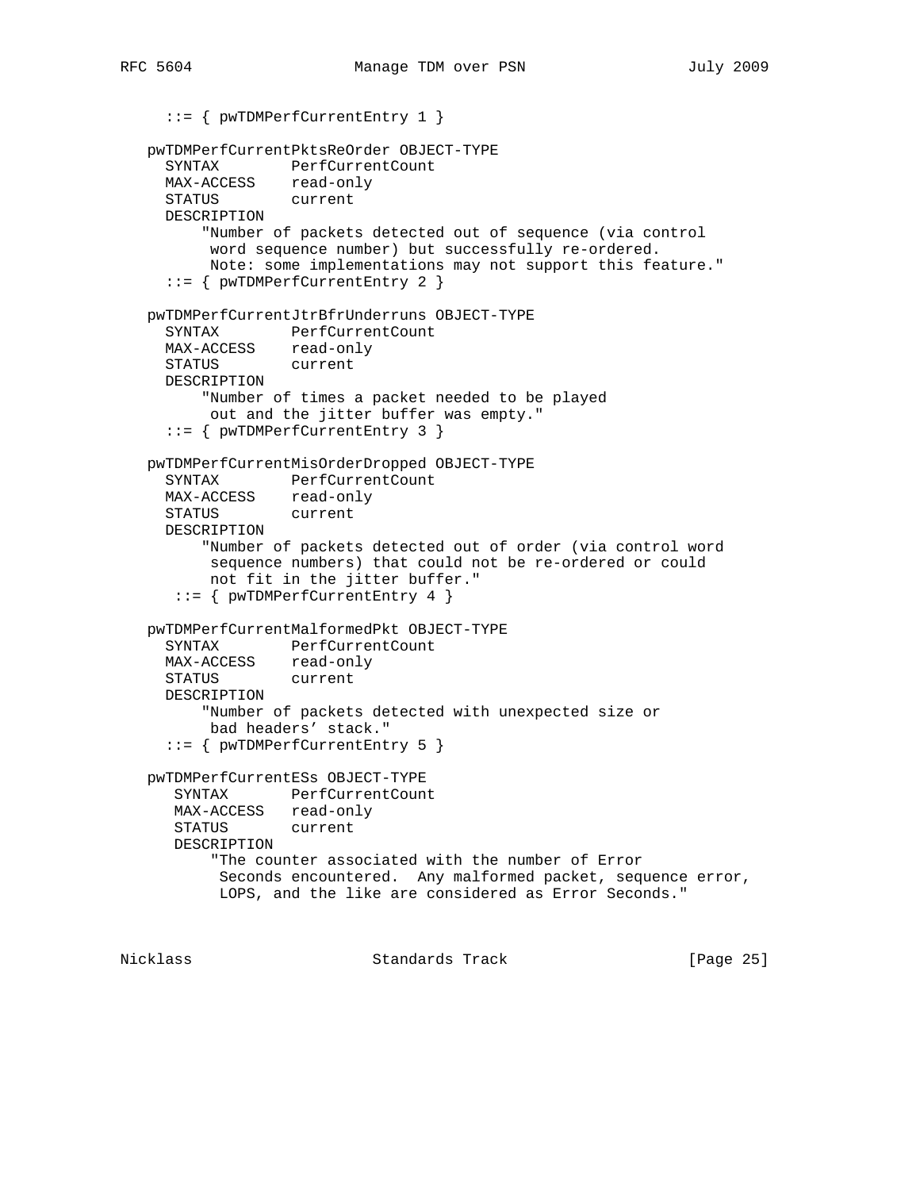```
      ::= { pwTDMPerfCurrentEntry 1 }

   pwTDMPerfCurrentPktsReOrder OBJECT-TYPE
      SYNTAX        PerfCurrentCount
      MAX-ACCESS    read-only
      STATUS        current
      DESCRIPTION
          "Number of packets detected out of sequence (via control
           word sequence number) but successfully re-ordered.
           Note: some implementations may not support this feature."
      ::= { pwTDMPerfCurrentEntry 2 }

   pwTDMPerfCurrentJtrBfrUnderruns OBJECT-TYPE
      SYNTAX        PerfCurrentCount
      MAX-ACCESS    read-only
      STATUS        current
      DESCRIPTION
          "Number of times a packet needed to be played
           out and the jitter buffer was empty."
      ::= { pwTDMPerfCurrentEntry 3 }

   pwTDMPerfCurrentMisOrderDropped OBJECT-TYPE
      SYNTAX        PerfCurrentCount
      MAX-ACCESS    read-only
      STATUS        current
      DESCRIPTION
          "Number of packets detected out of order (via control word
           sequence numbers) that could not be re-ordered or could
           not fit in the jitter buffer."
       ::= { pwTDMPerfCurrentEntry 4 }

   pwTDMPerfCurrentMalformedPkt OBJECT-TYPE
      SYNTAX        PerfCurrentCount
      MAX-ACCESS    read-only
      STATUS        current
      DESCRIPTION
          "Number of packets detected with unexpected size or
           bad headers' stack."
      ::= { pwTDMPerfCurrentEntry 5 }

   pwTDMPerfCurrentESs OBJECT-TYPE
       SYNTAX       PerfCurrentCount
       MAX-ACCESS   read-only
       STATUS       current
       DESCRIPTION
           "The counter associated with the number of Error
            Seconds encountered.  Any malformed packet, sequence error,
            LOPS, and the like are considered as Error Seconds."
```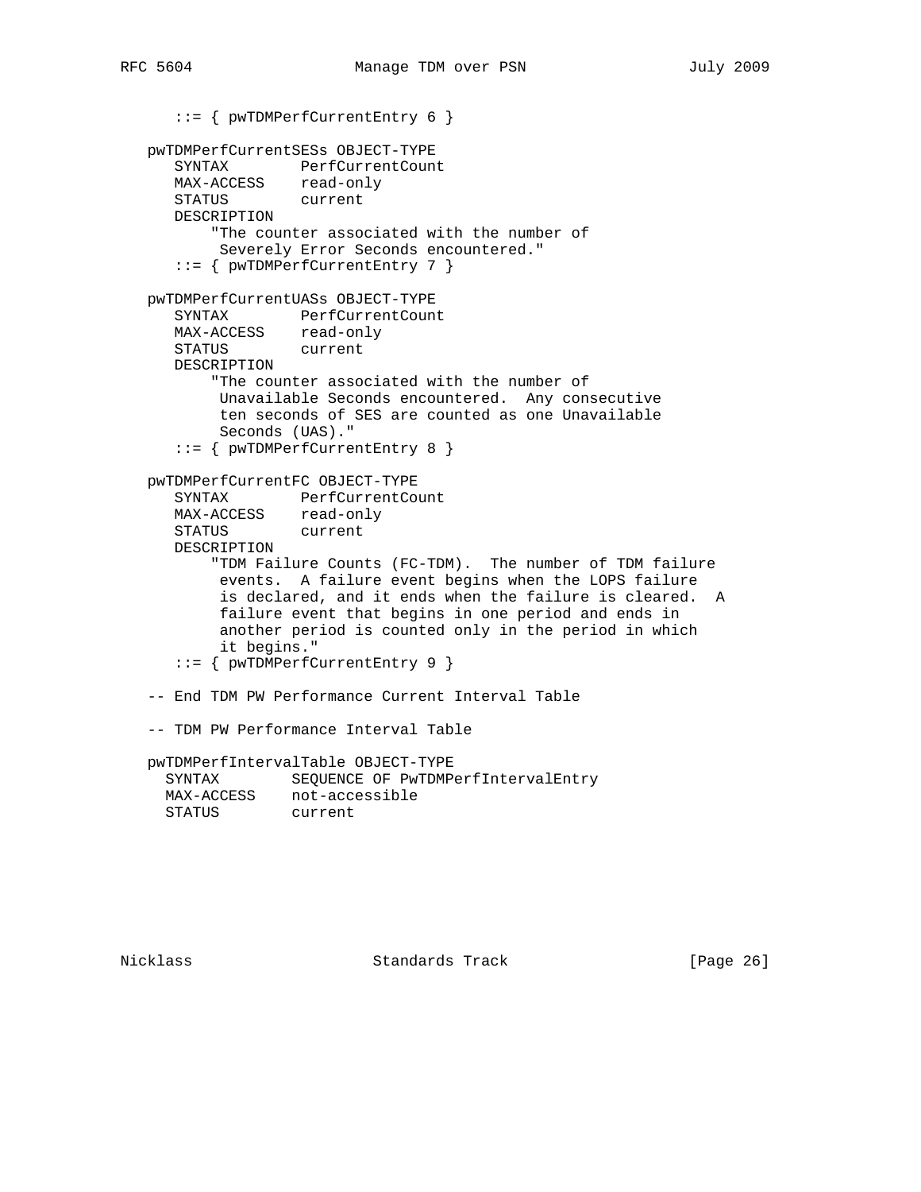```
      ::= { pwTDMPerfCurrentEntry 6 }

   pwTDMPerfCurrentSESs OBJECT-TYPE
      SYNTAX        PerfCurrentCount
      MAX-ACCESS    read-only
      STATUS        current
      DESCRIPTION
          "The counter associated with the number of
           Severely Error Seconds encountered."
      ::= { pwTDMPerfCurrentEntry 7 }

   pwTDMPerfCurrentUASs OBJECT-TYPE
      SYNTAX        PerfCurrentCount
      MAX-ACCESS    read-only
      STATUS        current
      DESCRIPTION
          "The counter associated with the number of
           Unavailable Seconds encountered.  Any consecutive
           ten seconds of SES are counted as one Unavailable
           Seconds (UAS)."
      ::= { pwTDMPerfCurrentEntry 8 }

   pwTDMPerfCurrentFC OBJECT-TYPE
      SYNTAX        PerfCurrentCount
      MAX-ACCESS    read-only
      STATUS        current
      DESCRIPTION
          "TDM Failure Counts (FC-TDM).  The number of TDM failure
            events.  A failure event begins when the LOPS failure
           is declared, and it ends when the failure is cleared.  A
           failure event that begins in one period and ends in
           another period is counted only in the period in which
           it begins."
      ::= { pwTDMPerfCurrentEntry 9 }

   -- End TDM PW Performance Current Interval Table

   -- TDM PW Performance Interval Table

   pwTDMPerfIntervalTable OBJECT-TYPE
     SYNTAX        SEQUENCE OF PwTDMPerfIntervalEntry
     MAX-ACCESS    not-accessible
     STATUS        current
```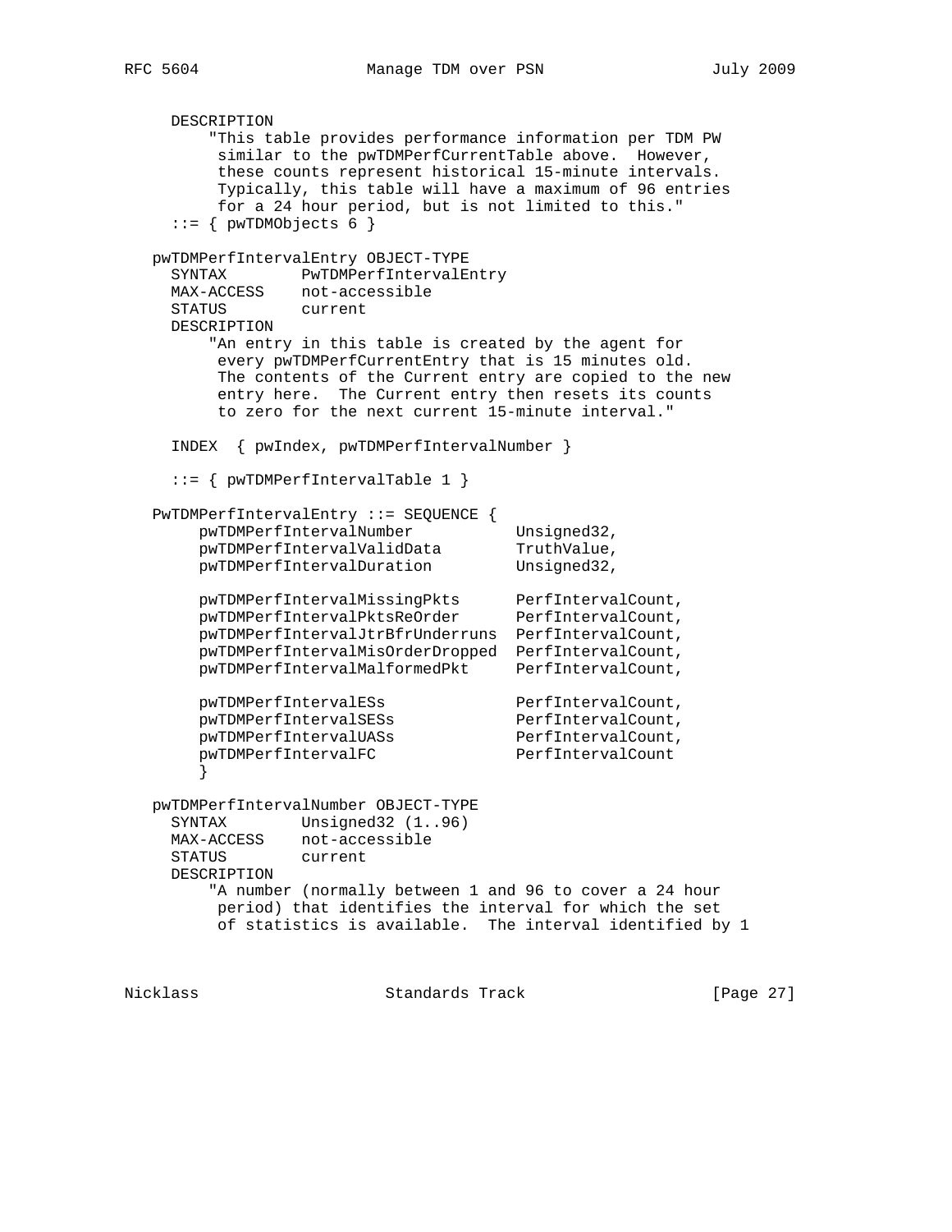```
      DESCRIPTION
          "This table provides performance information per TDM PW
           similar to the pwTDMPerfCurrentTable above.  However,
           these counts represent historical 15-minute intervals.
           Typically, this table will have a maximum of 96 entries
           for a 24 hour period, but is not limited to this."
      ::= { pwTDMObjects 6 }

   pwTDMPerfIntervalEntry OBJECT-TYPE
      SYNTAX        PwTDMPerfIntervalEntry
      MAX-ACCESS    not-accessible
      STATUS        current
      DESCRIPTION
          "An entry in this table is created by the agent for
           every pwTDMPerfCurrentEntry that is 15 minutes old.
           The contents of the Current entry are copied to the new
           entry here.  The Current entry then resets its counts
           to zero for the next current 15-minute interval."

      INDEX  { pwIndex, pwTDMPerfIntervalNumber }

      ::= { pwTDMPerfIntervalTable 1 }

   PwTDMPerfIntervalEntry ::= SEQUENCE {
        pwTDMPerfIntervalNumber           Unsigned32,
        pwTDMPerfIntervalValidData        TruthValue,
        pwTDMPerfIntervalDuration         Unsigned32,

        pwTDMPerfIntervalMissingPkts      PerfIntervalCount,
        pwTDMPerfIntervalPktsReOrder      PerfIntervalCount,
        pwTDMPerfIntervalJtrBfrUnderruns  PerfIntervalCount,
        pwTDMPerfIntervalMisOrderDropped  PerfIntervalCount,
        pwTDMPerfIntervalMalformedPkt     PerfIntervalCount,

        pwTDMPerfIntervalESs              PerfIntervalCount,
        pwTDMPerfIntervalSESs             PerfIntervalCount,
        pwTDMPerfIntervalUASs             PerfIntervalCount,
        pwTDMPerfIntervalFC               PerfIntervalCount
        }

   pwTDMPerfIntervalNumber OBJECT-TYPE
      SYNTAX        Unsigned32 (1..96)
      MAX-ACCESS    not-accessible
      STATUS        current
      DESCRIPTION
          "A number (normally between 1 and 96 to cover a 24 hour
           period) that identifies the interval for which the set
           of statistics is available.  The interval identified by 1
```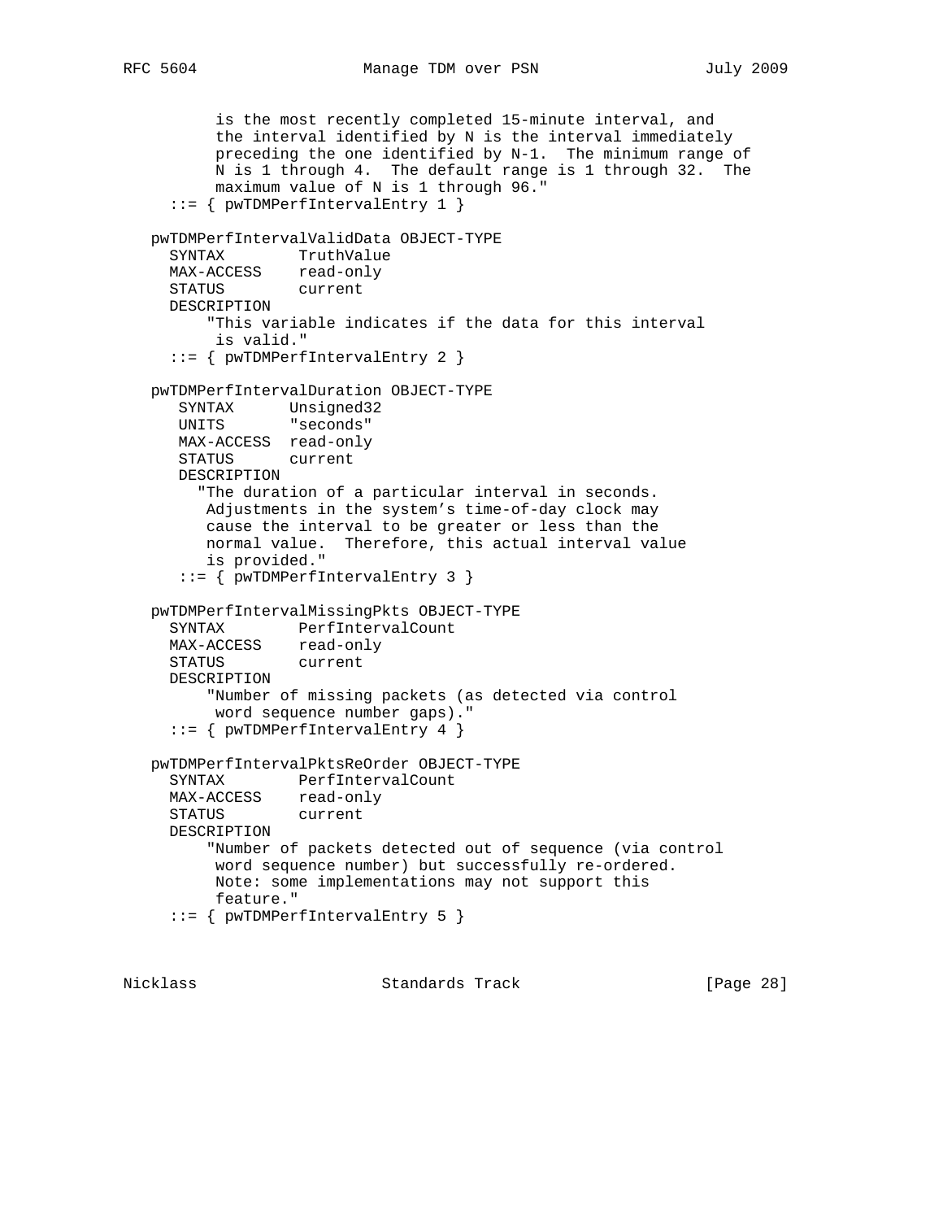```
         is the most recently completed 15-minute interval, and
         the interval identified by N is the interval immediately
         preceding the one identified by N-1.  The minimum range of
         N is 1 through 4.  The default range is 1 through 32.  The
         maximum value of N is 1 through 96."
     ::= { pwTDMPerfIntervalEntry 1 }

   pwTDMPerfIntervalValidData OBJECT-TYPE
     SYNTAX        TruthValue
     MAX-ACCESS    read-only
     STATUS        current
     DESCRIPTION
         "This variable indicates if the data for this interval
          is valid."
     ::= { pwTDMPerfIntervalEntry 2 }

   pwTDMPerfIntervalDuration OBJECT-TYPE
      SYNTAX      Unsigned32
      UNITS       "seconds"
      MAX-ACCESS  read-only
      STATUS      current
      DESCRIPTION
        "The duration of a particular interval in seconds.
         Adjustments in the system's time-of-day clock may
         cause the interval to be greater or less than the
         normal value.  Therefore, this actual interval value
         is provided."
      ::= { pwTDMPerfIntervalEntry 3 }

   pwTDMPerfIntervalMissingPkts OBJECT-TYPE
     SYNTAX        PerfIntervalCount
     MAX-ACCESS    read-only
     STATUS        current
     DESCRIPTION
         "Number of missing packets (as detected via control
          word sequence number gaps)."
     ::= { pwTDMPerfIntervalEntry 4 }

   pwTDMPerfIntervalPktsReOrder OBJECT-TYPE
     SYNTAX        PerfIntervalCount
     MAX-ACCESS    read-only
     STATUS        current
     DESCRIPTION
         "Number of packets detected out of sequence (via control
          word sequence number) but successfully re-ordered.
          Note: some implementations may not support this
          feature."
     ::= { pwTDMPerfIntervalEntry 5 }
```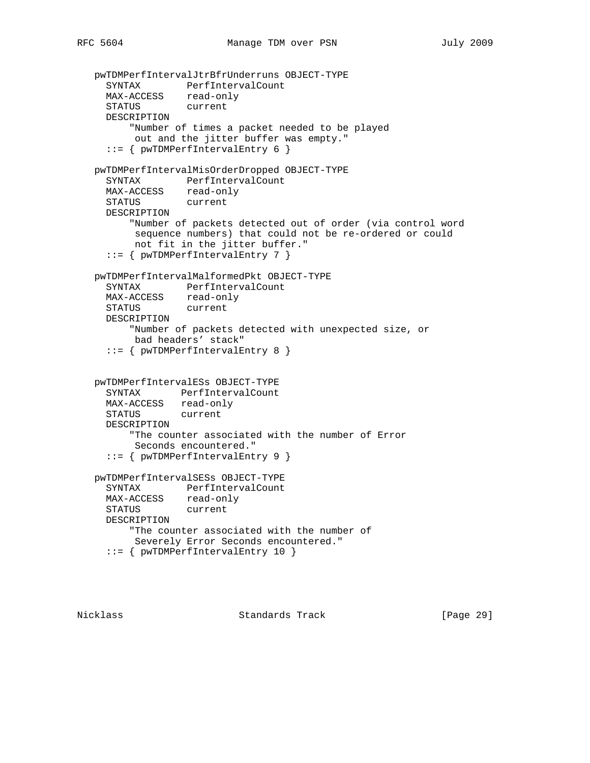```
   pwTDMPerfIntervalJtrBfrUnderruns OBJECT-TYPE
     SYNTAX        PerfIntervalCount
     MAX-ACCESS    read-only
     STATUS        current
     DESCRIPTION
         "Number of times a packet needed to be played
          out and the jitter buffer was empty."
     ::= { pwTDMPerfIntervalEntry 6 }

   pwTDMPerfIntervalMisOrderDropped OBJECT-TYPE
     SYNTAX        PerfIntervalCount
     MAX-ACCESS    read-only
     STATUS        current
     DESCRIPTION
         "Number of packets detected out of order (via control word
          sequence numbers) that could not be re-ordered or could
          not fit in the jitter buffer."
     ::= { pwTDMPerfIntervalEntry 7 }

   pwTDMPerfIntervalMalformedPkt OBJECT-TYPE
     SYNTAX        PerfIntervalCount
     MAX-ACCESS    read-only
     STATUS        current
     DESCRIPTION
         "Number of packets detected with unexpected size, or
          bad headers' stack"
     ::= { pwTDMPerfIntervalEntry 8 }


   pwTDMPerfIntervalESs OBJECT-TYPE
     SYNTAX       PerfIntervalCount
     MAX-ACCESS   read-only
     STATUS       current
     DESCRIPTION
         "The counter associated with the number of Error
          Seconds encountered."
     ::= { pwTDMPerfIntervalEntry 9 }

   pwTDMPerfIntervalSESs OBJECT-TYPE
     SYNTAX        PerfIntervalCount
     MAX-ACCESS    read-only
     STATUS        current
     DESCRIPTION
         "The counter associated with the number of
          Severely Error Seconds encountered."
     ::= { pwTDMPerfIntervalEntry 10 }
```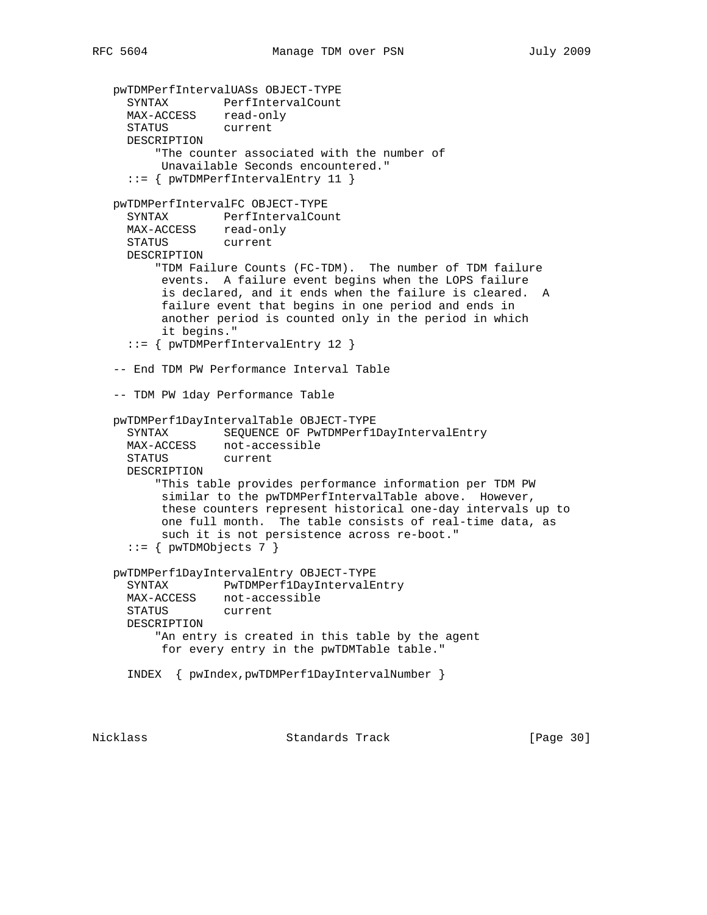```
   pwTDMPerfIntervalUASs OBJECT-TYPE
     SYNTAX        PerfIntervalCount
     MAX-ACCESS    read-only
     STATUS        current
     DESCRIPTION
         "The counter associated with the number of
          Unavailable Seconds encountered."
     ::= { pwTDMPerfIntervalEntry 11 }

   pwTDMPerfIntervalFC OBJECT-TYPE
     SYNTAX        PerfIntervalCount
     MAX-ACCESS    read-only
     STATUS        current
     DESCRIPTION
         "TDM Failure Counts (FC-TDM).  The number of TDM failure
          events.  A failure event begins when the LOPS failure
          is declared, and it ends when the failure is cleared.  A
          failure event that begins in one period and ends in
          another period is counted only in the period in which
          it begins."
     ::= { pwTDMPerfIntervalEntry 12 }

   -- End TDM PW Performance Interval Table

   -- TDM PW 1day Performance Table

   pwTDMPerf1DayIntervalTable OBJECT-TYPE
     SYNTAX        SEQUENCE OF PwTDMPerf1DayIntervalEntry
     MAX-ACCESS    not-accessible
     STATUS        current
     DESCRIPTION
         "This table provides performance information per TDM PW
          similar to the pwTDMPerfIntervalTable above.  However,
          these counters represent historical one-day intervals up to
          one full month.  The table consists of real-time data, as
          such it is not persistence across re-boot."
     ::= { pwTDMObjects 7 }

   pwTDMPerf1DayIntervalEntry OBJECT-TYPE
     SYNTAX        PwTDMPerf1DayIntervalEntry
     MAX-ACCESS    not-accessible
     STATUS        current
     DESCRIPTION
         "An entry is created in this table by the agent
          for every entry in the pwTDMTable table."

     INDEX  { pwIndex,pwTDMPerf1DayIntervalNumber }
```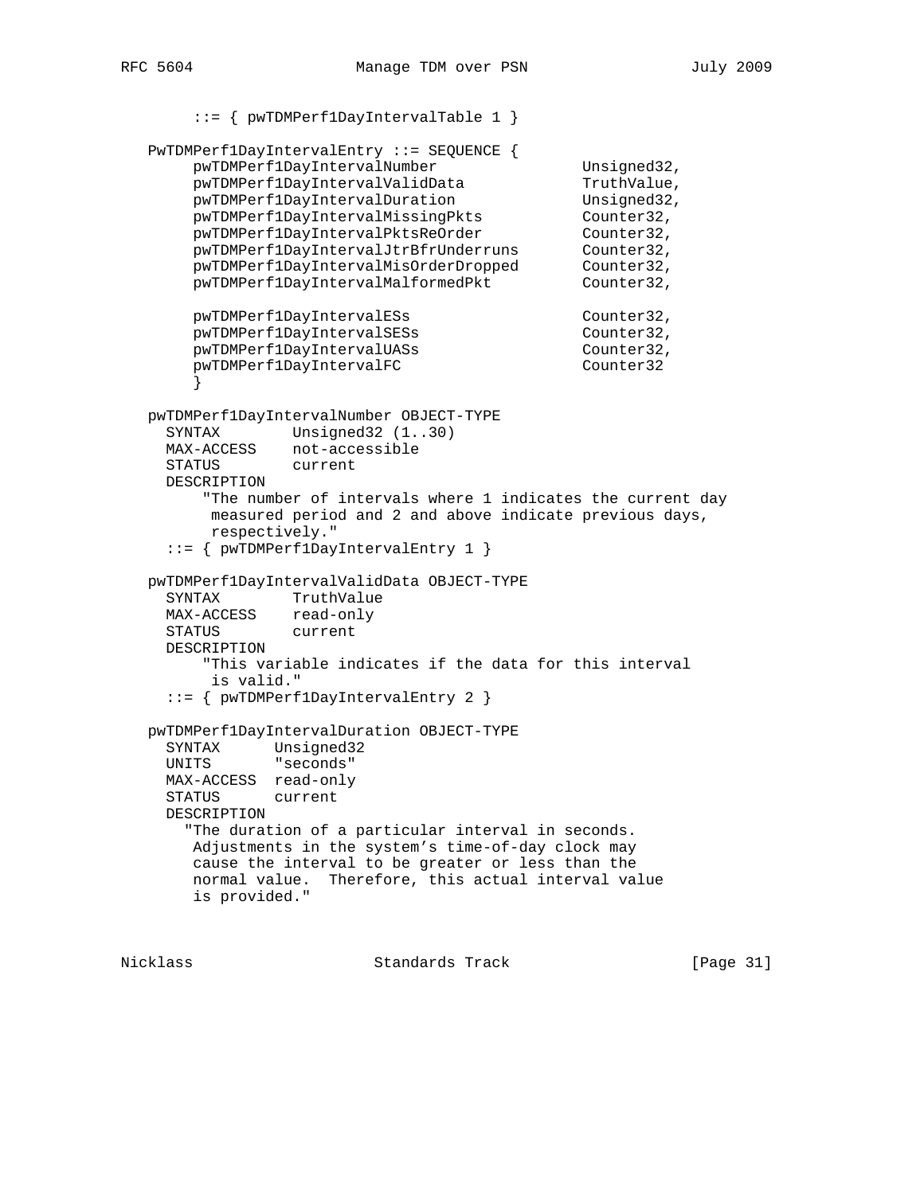```
        ::= { pwTDMPerf1DayIntervalTable 1 }

   PwTDMPerf1DayIntervalEntry ::= SEQUENCE {
        pwTDMPerf1DayIntervalNumber                Unsigned32,
        pwTDMPerf1DayIntervalValidData             TruthValue,
        pwTDMPerf1DayIntervalDuration              Unsigned32,
        pwTDMPerf1DayIntervalMissingPkts           Counter32,
        pwTDMPerf1DayIntervalPktsReOrder           Counter32,
        pwTDMPerf1DayIntervalJtrBfrUnderruns       Counter32,
        pwTDMPerf1DayIntervalMisOrderDropped       Counter32,
        pwTDMPerf1DayIntervalMalformedPkt          Counter32,

        pwTDMPerf1DayIntervalESs                   Counter32,
        pwTDMPerf1DayIntervalSESs                  Counter32,
        pwTDMPerf1DayIntervalUASs                  Counter32,
        pwTDMPerf1DayIntervalFC                    Counter32
        }

   pwTDMPerf1DayIntervalNumber OBJECT-TYPE
     SYNTAX        Unsigned32 (1..30)
     MAX-ACCESS    not-accessible
     STATUS        current
     DESCRIPTION
         "The number of intervals where 1 indicates the current day
          measured period and 2 and above indicate previous days,
          respectively."
     ::= { pwTDMPerf1DayIntervalEntry 1 }

   pwTDMPerf1DayIntervalValidData OBJECT-TYPE
     SYNTAX        TruthValue
     MAX-ACCESS    read-only
     STATUS        current
     DESCRIPTION
         "This variable indicates if the data for this interval
          is valid."
     ::= { pwTDMPerf1DayIntervalEntry 2 }

   pwTDMPerf1DayIntervalDuration OBJECT-TYPE
     SYNTAX      Unsigned32
     UNITS       "seconds"
     MAX-ACCESS  read-only
     STATUS      current
     DESCRIPTION
       "The duration of a particular interval in seconds.
        Adjustments in the system's time-of-day clock may
        cause the interval to be greater or less than the
        normal value.  Therefore, this actual interval value
        is provided."
```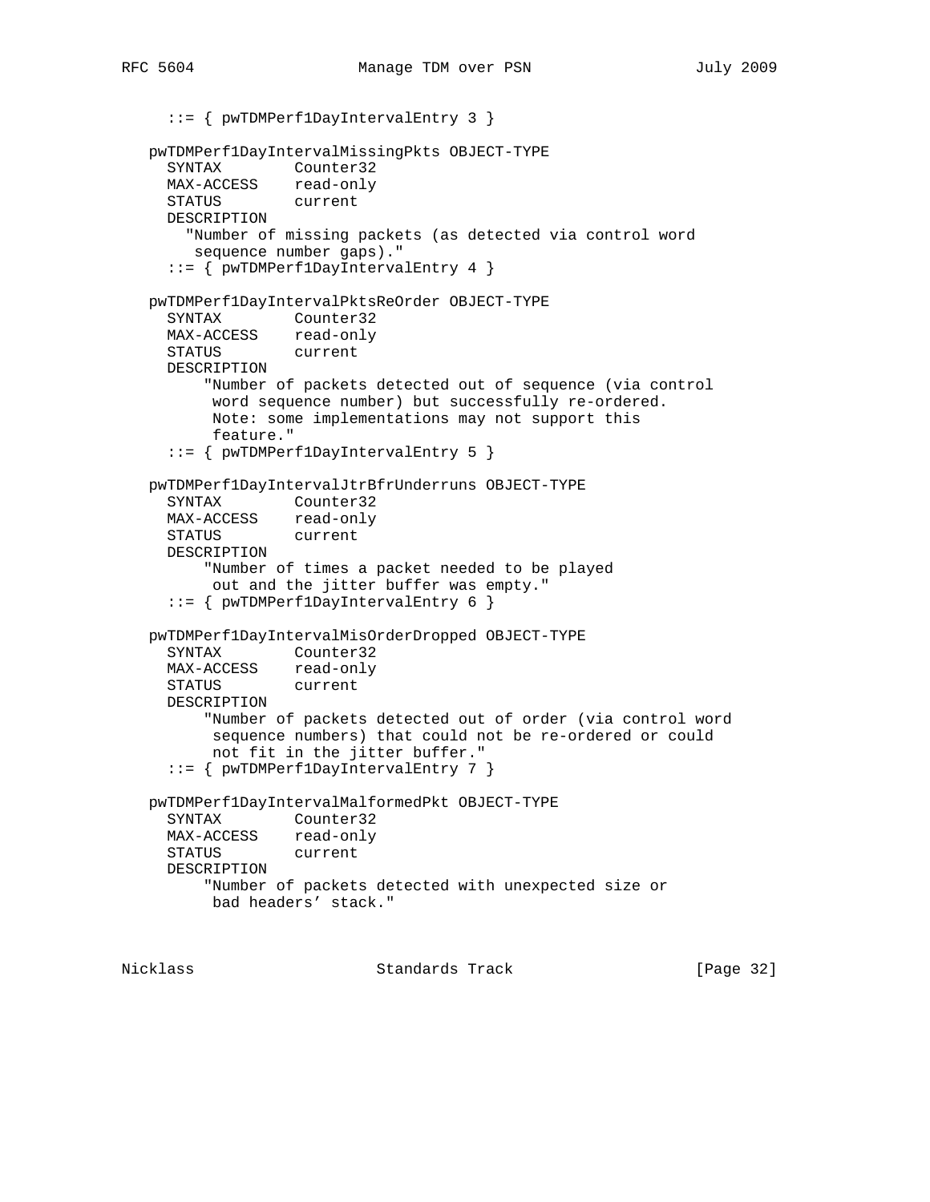```
     ::= { pwTDMPerf1DayIntervalEntry 3 }

   pwTDMPerf1DayIntervalMissingPkts OBJECT-TYPE
     SYNTAX        Counter32
     MAX-ACCESS    read-only
     STATUS        current
     DESCRIPTION
       "Number of missing packets (as detected via control word
        sequence number gaps)."
     ::= { pwTDMPerf1DayIntervalEntry 4 }

   pwTDMPerf1DayIntervalPktsReOrder OBJECT-TYPE
     SYNTAX        Counter32
     MAX-ACCESS    read-only
     STATUS        current
     DESCRIPTION
         "Number of packets detected out of sequence (via control
          word sequence number) but successfully re-ordered.
          Note: some implementations may not support this
          feature."
     ::= { pwTDMPerf1DayIntervalEntry 5 }

   pwTDMPerf1DayIntervalJtrBfrUnderruns OBJECT-TYPE
     SYNTAX        Counter32
     MAX-ACCESS    read-only
     STATUS        current
     DESCRIPTION
         "Number of times a packet needed to be played
          out and the jitter buffer was empty."
     ::= { pwTDMPerf1DayIntervalEntry 6 }

   pwTDMPerf1DayIntervalMisOrderDropped OBJECT-TYPE
     SYNTAX        Counter32
     MAX-ACCESS    read-only
     STATUS        current
     DESCRIPTION
         "Number of packets detected out of order (via control word
          sequence numbers) that could not be re-ordered or could
          not fit in the jitter buffer."
     ::= { pwTDMPerf1DayIntervalEntry 7 }

   pwTDMPerf1DayIntervalMalformedPkt OBJECT-TYPE
     SYNTAX        Counter32
     MAX-ACCESS    read-only
     STATUS        current
     DESCRIPTION
         "Number of packets detected with unexpected size or
          bad headers' stack."
```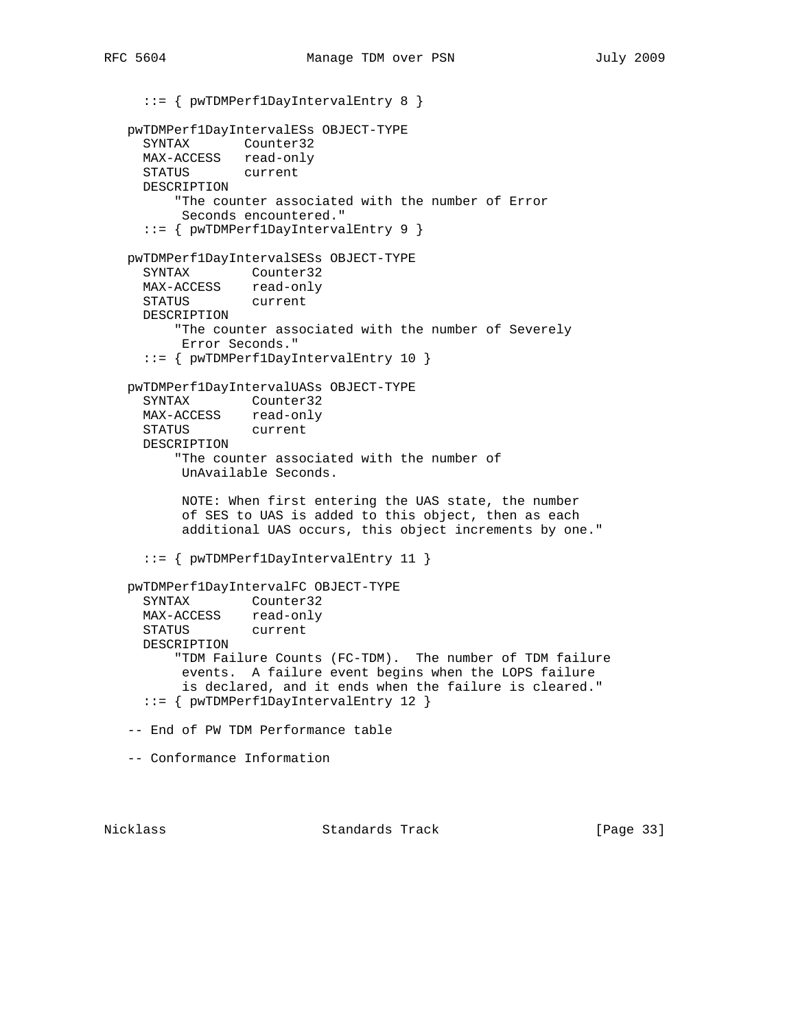```
     ::= { pwTDMPerf1DayIntervalEntry 8 }

   pwTDMPerf1DayIntervalESs OBJECT-TYPE
     SYNTAX       Counter32
     MAX-ACCESS   read-only
     STATUS       current
     DESCRIPTION
         "The counter associated with the number of Error
          Seconds encountered."
     ::= { pwTDMPerf1DayIntervalEntry 9 }

   pwTDMPerf1DayIntervalSESs OBJECT-TYPE
     SYNTAX        Counter32
     MAX-ACCESS    read-only
     STATUS        current
     DESCRIPTION
         "The counter associated with the number of Severely
          Error Seconds."
     ::= { pwTDMPerf1DayIntervalEntry 10 }

   pwTDMPerf1DayIntervalUASs OBJECT-TYPE
     SYNTAX        Counter32
     MAX-ACCESS    read-only
     STATUS        current
     DESCRIPTION
         "The counter associated with the number of
          UnAvailable Seconds.

          NOTE: When first entering the UAS state, the number
          of SES to UAS is added to this object, then as each
          additional UAS occurs, this object increments by one."

     ::= { pwTDMPerf1DayIntervalEntry 11 }

   pwTDMPerf1DayIntervalFC OBJECT-TYPE
     SYNTAX        Counter32
     MAX-ACCESS    read-only
     STATUS        current
     DESCRIPTION
         "TDM Failure Counts (FC-TDM).  The number of TDM failure
          events.  A failure event begins when the LOPS failure
          is declared, and it ends when the failure is cleared."
     ::= { pwTDMPerf1DayIntervalEntry 12 }

   -- End of PW TDM Performance table

   -- Conformance Information
```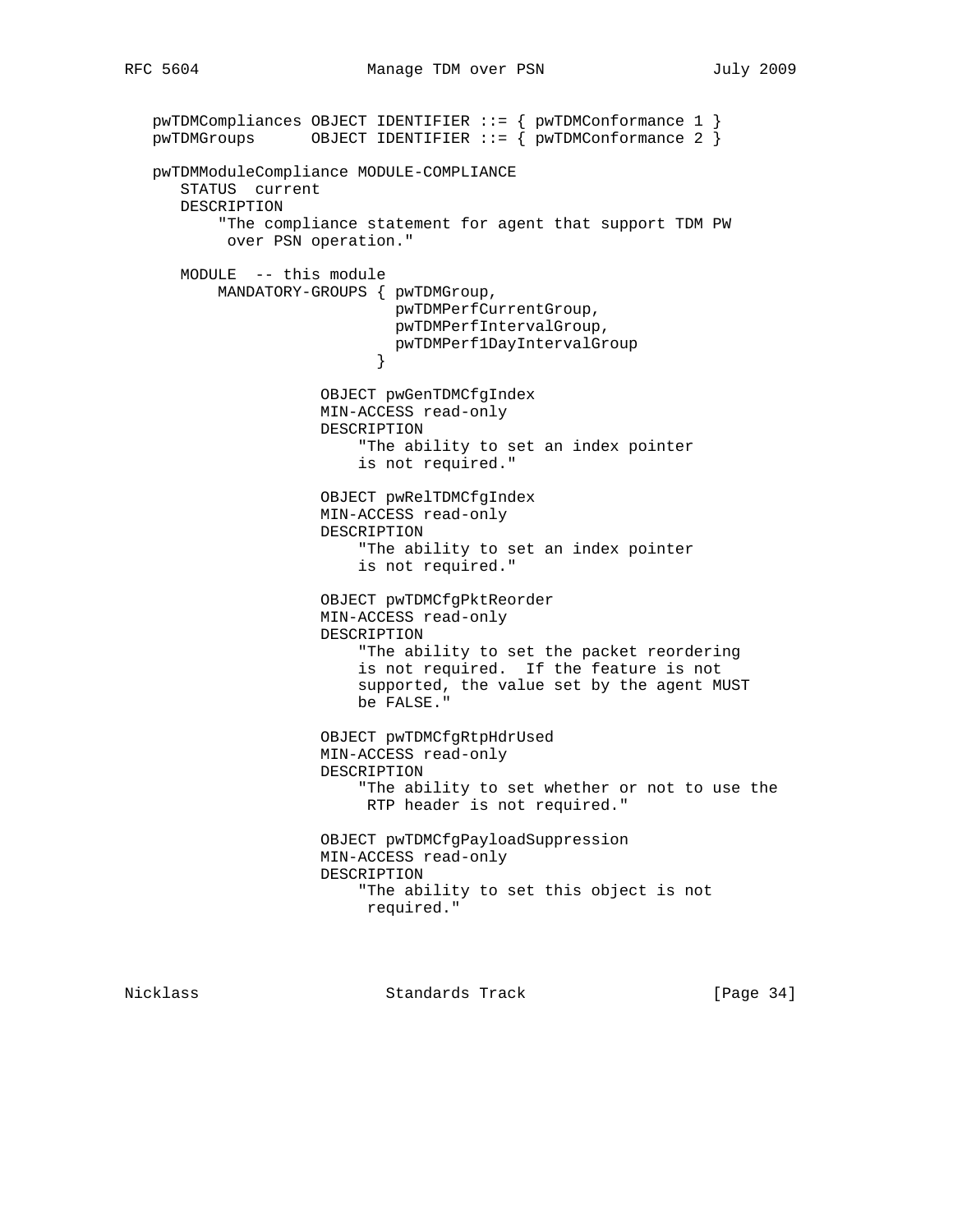```
   pwTDMCompliances OBJECT IDENTIFIER ::= { pwTDMConformance 1 }
   pwTDMGroups      OBJECT IDENTIFIER ::= { pwTDMConformance 2 }

   pwTDMModuleCompliance MODULE-COMPLIANCE
      STATUS  current
      DESCRIPTION
          "The compliance statement for agent that support TDM PW
           over PSN operation."

      MODULE  -- this module
          MANDATORY-GROUPS { pwTDMGroup,
                             pwTDMPerfCurrentGroup,
                             pwTDMPerfIntervalGroup,
                             pwTDMPerf1DayIntervalGroup
                           }

                     OBJECT pwGenTDMCfgIndex
                     MIN-ACCESS read-only
                     DESCRIPTION
                         "The ability to set an index pointer
                         is not required."

                     OBJECT pwRelTDMCfgIndex
                     MIN-ACCESS read-only
                     DESCRIPTION
                         "The ability to set an index pointer
                         is not required."

                     OBJECT pwTDMCfgPktReorder
                     MIN-ACCESS read-only
                     DESCRIPTION
                         "The ability to set the packet reordering
                         is not required.  If the feature is not
                         supported, the value set by the agent MUST
                         be FALSE."

                     OBJECT pwTDMCfgRtpHdrUsed
                     MIN-ACCESS read-only
                     DESCRIPTION
                         "The ability to set whether or not to use the
                          RTP header is not required."

                     OBJECT pwTDMCfgPayloadSuppression
                     MIN-ACCESS read-only
                     DESCRIPTION
                         "The ability to set this object is not
                          required."
```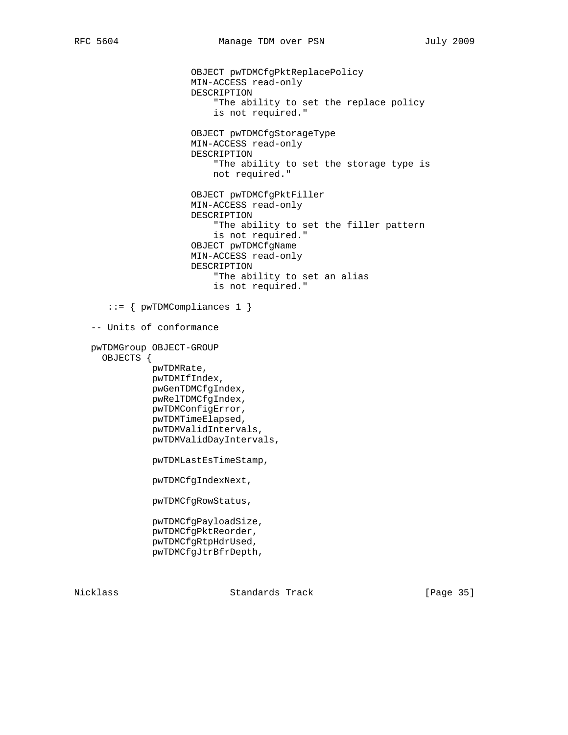```
                  OBJECT pwTDMCfgPktReplacePolicy
                  MIN-ACCESS read-only
                  DESCRIPTION
                      "The ability to set the replace policy
                      is not required."

                  OBJECT pwTDMCfgStorageType
                  MIN-ACCESS read-only
                  DESCRIPTION
                      "The ability to set the storage type is
                      not required."

                  OBJECT pwTDMCfgPktFiller
                  MIN-ACCESS read-only
                  DESCRIPTION
                      "The ability to set the filler pattern
                      is not required."
                  OBJECT pwTDMCfgName
                  MIN-ACCESS read-only
                  DESCRIPTION
                      "The ability to set an alias
                      is not required."

     ::= { pwTDMCompliances 1 }

  -- Units of conformance

  pwTDMGroup OBJECT-GROUP
    OBJECTS {
           pwTDMRate,
           pwTDMIfIndex,
           pwGenTDMCfgIndex,
           pwRelTDMCfgIndex,
           pwTDMConfigError,
           pwTDMTimeElapsed,
           pwTDMValidIntervals,
           pwTDMValidDayIntervals,

           pwTDMLastEsTimeStamp,

           pwTDMCfgIndexNext,

           pwTDMCfgRowStatus,

           pwTDMCfgPayloadSize,
           pwTDMCfgPktReorder,
           pwTDMCfgRtpHdrUsed,
           pwTDMCfgJtrBfrDepth,
```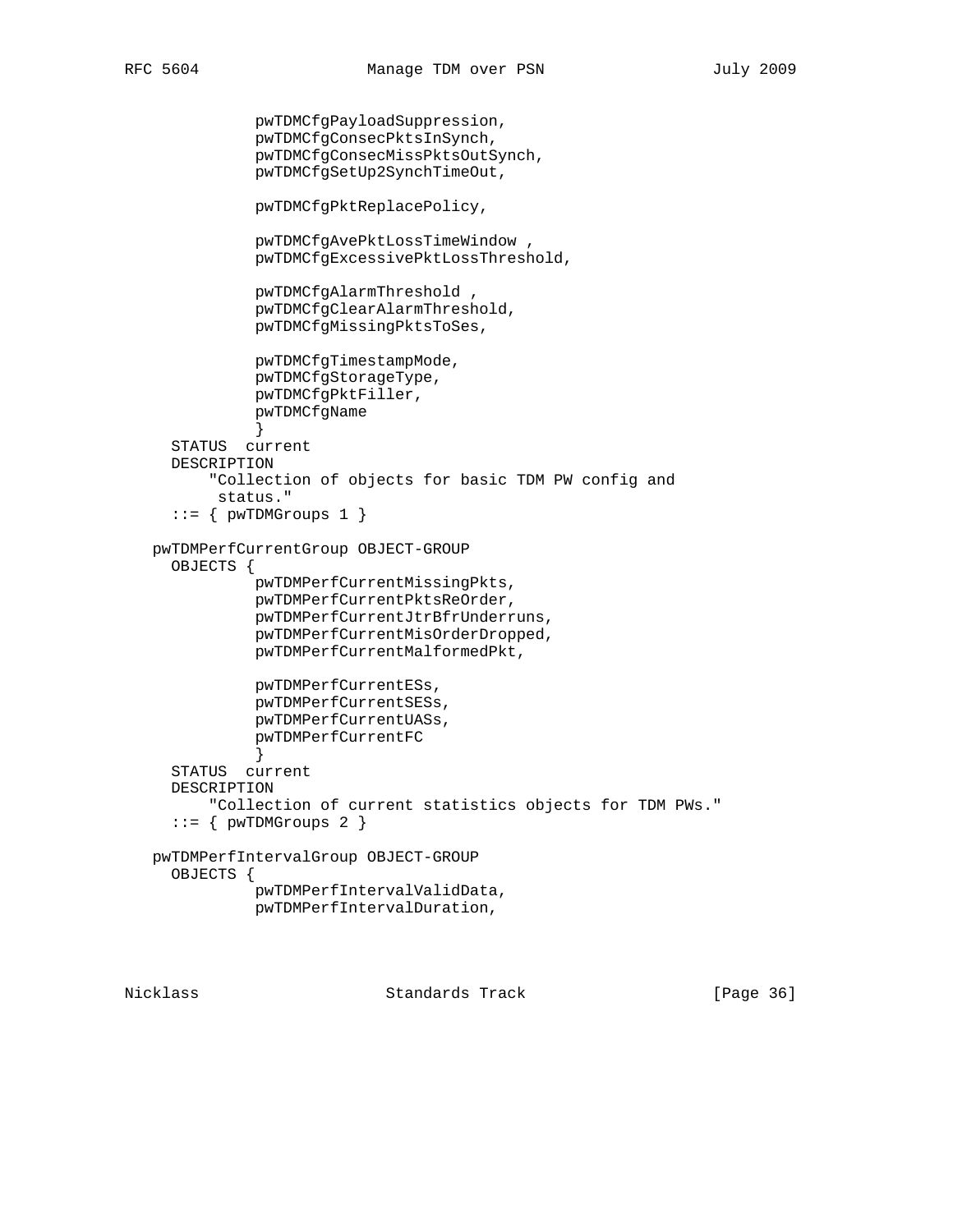```
             pwTDMCfgPayloadSuppression,
             pwTDMCfgConsecPktsInSynch,
             pwTDMCfgConsecMissPktsOutSynch,
             pwTDMCfgSetUp2SynchTimeOut,

             pwTDMCfgPktReplacePolicy,

             pwTDMCfgAvePktLossTimeWindow ,
             pwTDMCfgExcessivePktLossThreshold,

             pwTDMCfgAlarmThreshold ,
             pwTDMCfgClearAlarmThreshold,
             pwTDMCfgMissingPktsToSes,

             pwTDMCfgTimestampMode,
             pwTDMCfgStorageType,
             pwTDMCfgPktFiller,
             pwTDMCfgName
             }
     STATUS  current
     DESCRIPTION
         "Collection of objects for basic TDM PW config and
          status."
     ::= { pwTDMGroups 1 }

   pwTDMPerfCurrentGroup OBJECT-GROUP
     OBJECTS {
             pwTDMPerfCurrentMissingPkts,
             pwTDMPerfCurrentPktsReOrder,
             pwTDMPerfCurrentJtrBfrUnderruns,
             pwTDMPerfCurrentMisOrderDropped,
             pwTDMPerfCurrentMalformedPkt,

             pwTDMPerfCurrentESs,
             pwTDMPerfCurrentSESs,
             pwTDMPerfCurrentUASs,
             pwTDMPerfCurrentFC
             }
     STATUS  current
     DESCRIPTION
         "Collection of current statistics objects for TDM PWs."
     ::= { pwTDMGroups 2 }

   pwTDMPerfIntervalGroup OBJECT-GROUP
     OBJECTS {
             pwTDMPerfIntervalValidData,
             pwTDMPerfIntervalDuration,
```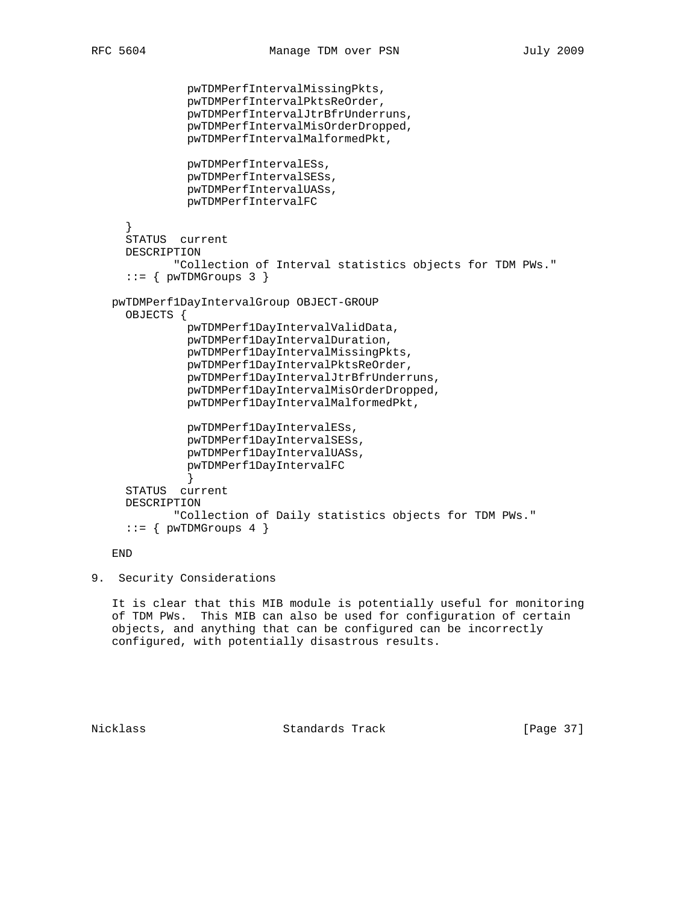```
             pwTDMPerfIntervalMissingPkts,
             pwTDMPerfIntervalPktsReOrder,
             pwTDMPerfIntervalJtrBfrUnderruns,
             pwTDMPerfIntervalMisOrderDropped,
             pwTDMPerfIntervalMalformedPkt,

             pwTDMPerfIntervalESs,
             pwTDMPerfIntervalSESs,
             pwTDMPerfIntervalUASs,
             pwTDMPerfIntervalFC

      }
      STATUS  current
      DESCRIPTION
             "Collection of Interval statistics objects for TDM PWs."
      ::= { pwTDMGroups 3 }

   pwTDMPerf1DayIntervalGroup OBJECT-GROUP
      OBJECTS {
             pwTDMPerf1DayIntervalValidData,
             pwTDMPerf1DayIntervalDuration,
             pwTDMPerf1DayIntervalMissingPkts,
             pwTDMPerf1DayIntervalPktsReOrder,
             pwTDMPerf1DayIntervalJtrBfrUnderruns,
             pwTDMPerf1DayIntervalMisOrderDropped,
             pwTDMPerf1DayIntervalMalformedPkt,

             pwTDMPerf1DayIntervalESs,
             pwTDMPerf1DayIntervalSESs,
             pwTDMPerf1DayIntervalUASs,
             pwTDMPerf1DayIntervalFC
             }
      STATUS  current
      DESCRIPTION
             "Collection of Daily statistics objects for TDM PWs."
      ::= { pwTDMGroups 4 }

   END
```

## 9. Security Considerations

It is clear that this MIB module is potentially useful for monitoring of TDM PWs. This MIB can also be used for configuration of certain objects, and anything that can be configured can be incorrectly configured, with potentially disastrous results.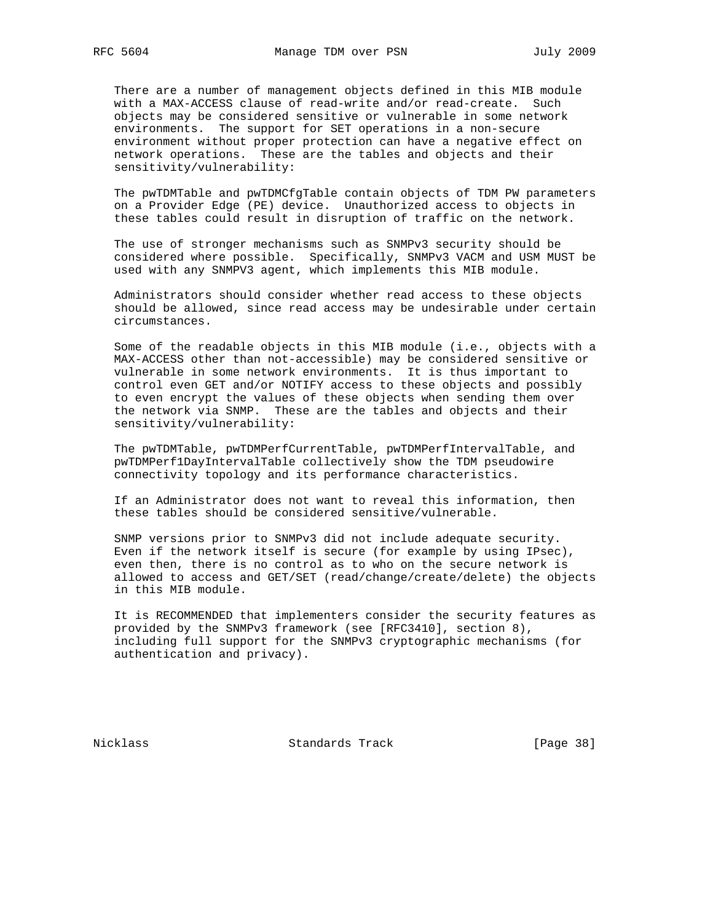There are a number of management objects defined in this MIB module with a MAX-ACCESS clause of read-write and/or read-create. Such objects may be considered sensitive or vulnerable in some network environments. The support for SET operations in a non-secure environment without proper protection can have a negative effect on network operations. These are the tables and objects and their sensitivity/vulnerability:

The pwTDMTable and pwTDMCfgTable contain objects of TDM PW parameters on a Provider Edge (PE) device. Unauthorized access to objects in these tables could result in disruption of traffic on the network.

The use of stronger mechanisms such as SNMPv3 security should be considered where possible. Specifically, SNMPv3 VACM and USM MUST be used with any SNMPV3 agent, which implements this MIB module.

Administrators should consider whether read access to these objects should be allowed, since read access may be undesirable under certain circumstances.

Some of the readable objects in this MIB module (i.e., objects with a MAX-ACCESS other than not-accessible) may be considered sensitive or vulnerable in some network environments. It is thus important to control even GET and/or NOTIFY access to these objects and possibly to even encrypt the values of these objects when sending them over the network via SNMP. These are the tables and objects and their sensitivity/vulnerability:

The pwTDMTable, pwTDMPerfCurrentTable, pwTDMPerfIntervalTable, and pwTDMPerf1DayIntervalTable collectively show the TDM pseudowire connectivity topology and its performance characteristics.

If an Administrator does not want to reveal this information, then these tables should be considered sensitive/vulnerable.

SNMP versions prior to SNMPv3 did not include adequate security. Even if the network itself is secure (for example by using IPsec), even then, there is no control as to who on the secure network is allowed to access and GET/SET (read/change/create/delete) the objects in this MIB module.

It is RECOMMENDED that implementers consider the security features as provided by the SNMPv3 framework (see [RFC3410], section 8), including full support for the SNMPv3 cryptographic mechanisms (for authentication and privacy).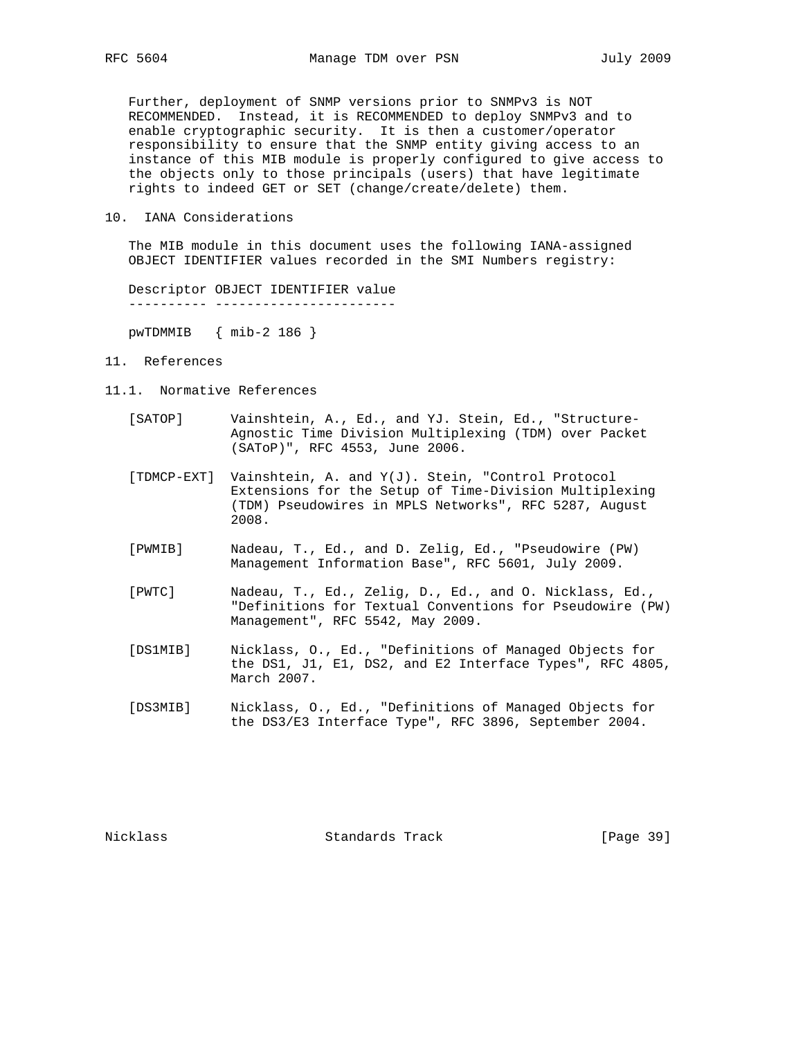Further, deployment of SNMP versions prior to SNMPv3 is NOT RECOMMENDED. Instead, it is RECOMMENDED to deploy SNMPv3 and to enable cryptographic security. It is then a customer/operator responsibility to ensure that the SNMP entity giving access to an instance of this MIB module is properly configured to give access to the objects only to those principals (users) that have legitimate rights to indeed GET or SET (change/create/delete) them.

## 10. IANA Considerations

The MIB module in this document uses the following IANA-assigned OBJECT IDENTIFIER values recorded in the SMI Numbers registry:

```
Descriptor OBJECT IDENTIFIER value
---------- -----------------------

pwTDMMIB   { mib-2 186 }
```

## 11. References

### 11.1. Normative References

[SATOP] Vainshtein, A., Ed., and YJ. Stein, Ed., "Structure-Agnostic Time Division Multiplexing (TDM) over Packet (SAToP)", RFC 4553, June 2006.

[TDMCP-EXT] Vainshtein, A. and Y(J). Stein, "Control Protocol Extensions for the Setup of Time-Division Multiplexing (TDM) Pseudowires in MPLS Networks", RFC 5287, August 2008.

[PWMIB] Nadeau, T., Ed., and D. Zelig, Ed., "Pseudowire (PW) Management Information Base", RFC 5601, July 2009.

[PWTC] Nadeau, T., Ed., Zelig, D., Ed., and O. Nicklass, Ed., "Definitions for Textual Conventions for Pseudowire (PW) Management", RFC 5542, May 2009.

[DS1MIB] Nicklass, O., Ed., "Definitions of Managed Objects for the DS1, J1, E1, DS2, and E2 Interface Types", RFC 4805, March 2007.

[DS3MIB] Nicklass, O., Ed., "Definitions of Managed Objects for the DS3/E3 Interface Type", RFC 3896, September 2004.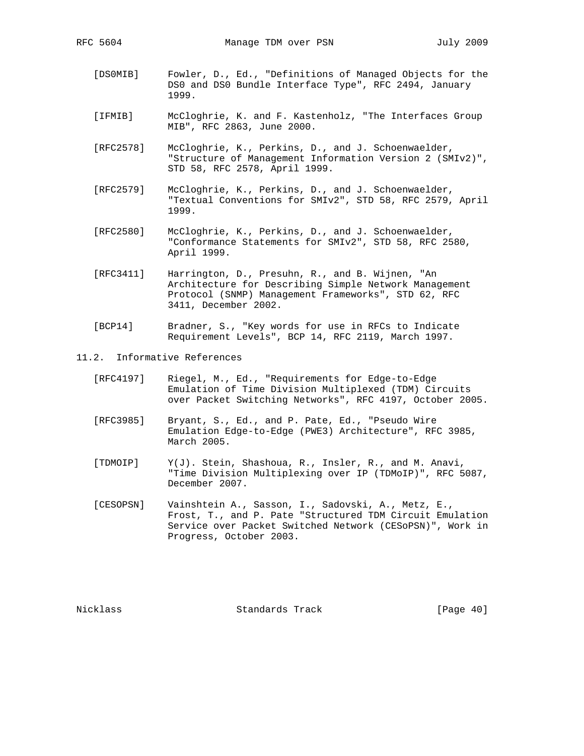[DS0MIB] Fowler, D., Ed., "Definitions of Managed Objects for the DS0 and DS0 Bundle Interface Type", RFC 2494, January 1999.

[IFMIB] McCloghrie, K. and F. Kastenholz, "The Interfaces Group MIB", RFC 2863, June 2000.

[RFC2578] McCloghrie, K., Perkins, D., and J. Schoenwaelder, "Structure of Management Information Version 2 (SMIv2)", STD 58, RFC 2578, April 1999.

[RFC2579] McCloghrie, K., Perkins, D., and J. Schoenwaelder, "Textual Conventions for SMIv2", STD 58, RFC 2579, April 1999.

[RFC2580] McCloghrie, K., Perkins, D., and J. Schoenwaelder, "Conformance Statements for SMIv2", STD 58, RFC 2580, April 1999.

[RFC3411] Harrington, D., Presuhn, R., and B. Wijnen, "An Architecture for Describing Simple Network Management Protocol (SNMP) Management Frameworks", STD 62, RFC 3411, December 2002.

[BCP14] Bradner, S., "Key words for use in RFCs to Indicate Requirement Levels", BCP 14, RFC 2119, March 1997.

## 11.2. Informative References

[RFC4197] Riegel, M., Ed., "Requirements for Edge-to-Edge Emulation of Time Division Multiplexed (TDM) Circuits over Packet Switching Networks", RFC 4197, October 2005.

[RFC3985] Bryant, S., Ed., and P. Pate, Ed., "Pseudo Wire Emulation Edge-to-Edge (PWE3) Architecture", RFC 3985, March 2005.

[TDMOIP] Y(J). Stein, Shashoua, R., Insler, R., and M. Anavi, "Time Division Multiplexing over IP (TDMoIP)", RFC 5087, December 2007.

[CESOPSN] Vainshtein A., Sasson, I., Sadovski, A., Metz, E., Frost, T., and P. Pate "Structured TDM Circuit Emulation Service over Packet Switched Network (CESoPSN)", Work in Progress, October 2003.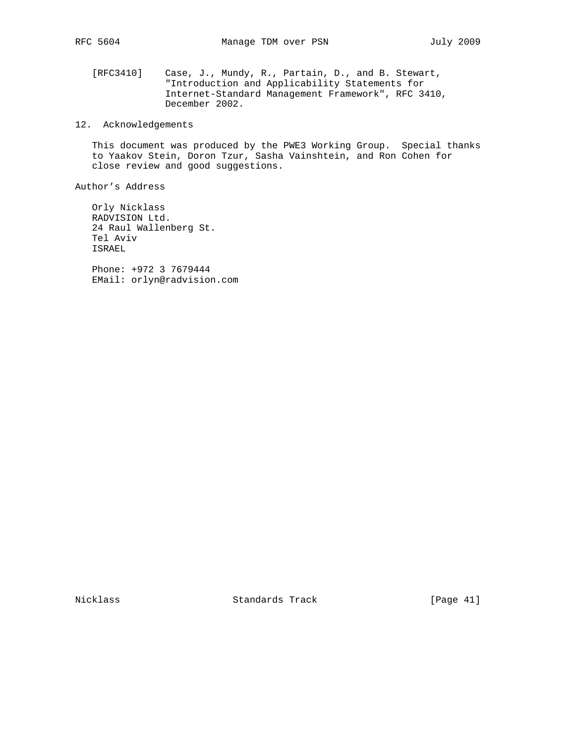[RFC3410] Case, J., Mundy, R., Partain, D., and B. Stewart, "Introduction and Applicability Statements for Internet-Standard Management Framework", RFC 3410, December 2002.

## 12. Acknowledgements

This document was produced by the PWE3 Working Group. Special thanks to Yaakov Stein, Doron Tzur, Sasha Vainshtein, and Ron Cohen for close review and good suggestions.

## Author's Address

Orly Nicklass
RADVISION Ltd.
24 Raul Wallenberg St.
Tel Aviv
ISRAEL

Phone: +972 3 7679444
EMail: orlyn@radvision.com